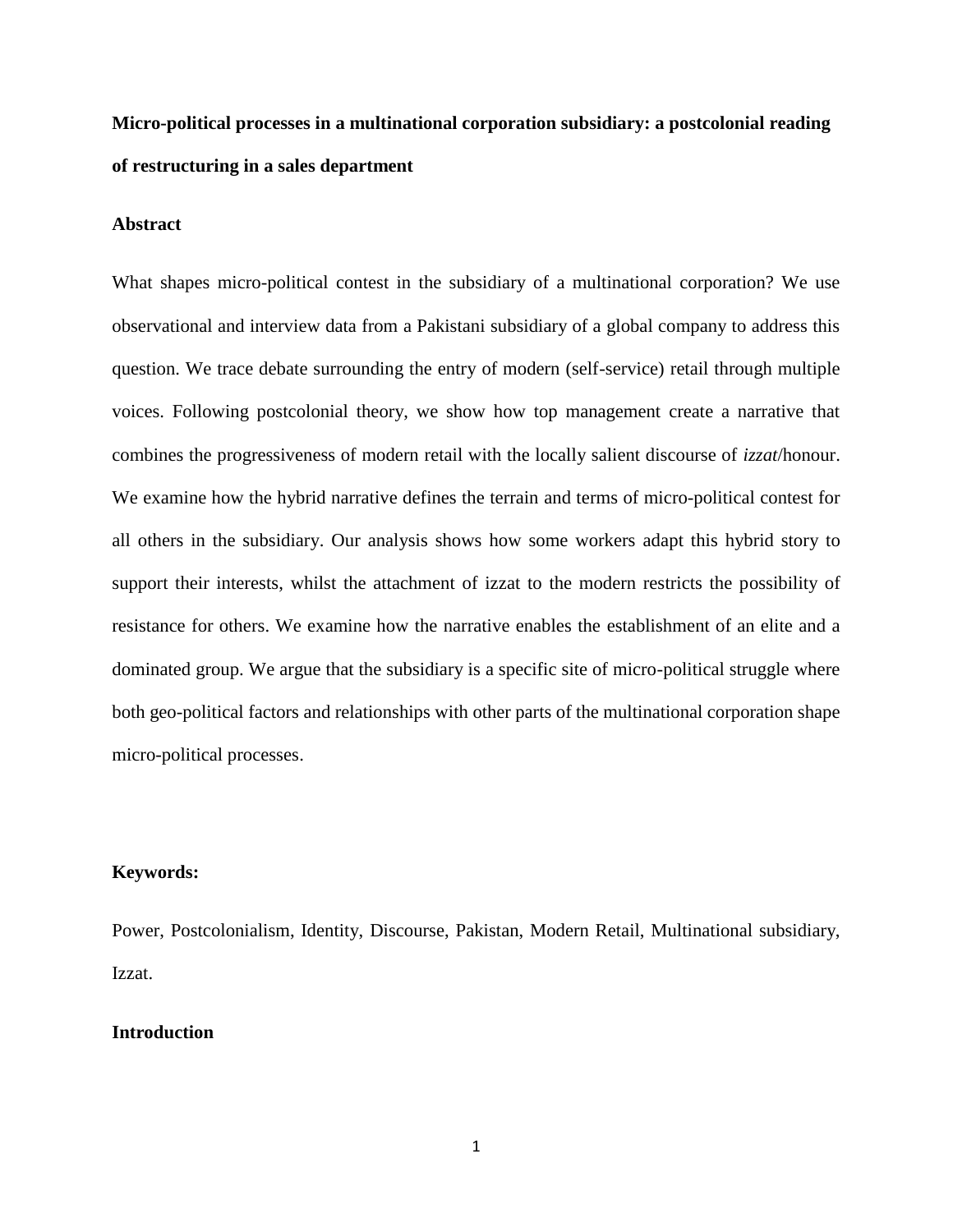# Micro-political processes in a multinational corporation subsidiary: a postcolonial reading of restructuring in a sales department

## Abstract

What shapes micro-political contest in the subsidiary of a multinational corporation? We use observational and interview data from a Pakistani subsidiary of a global company to address this question. We trace debate surrounding the entry of modern (self-service) retail through multiple voices. Following postcolonial theory, we show how top management create a narrative that combines the progressiveness of modern retail with the locally salient discourse of *izzat*/honour. We examine how the hybrid narrative defines the terrain and terms of micro-political contest for all others in the subsidiary. Our analysis shows how some workers adapt this hybrid story to support their interests, whilst the attachment of izzat to the modern restricts the possibility of resistance for others. We examine how the narrative enables the establishment of an elite and a dominated group. We argue that the subsidiary is a specific site of micro-political struggle where both geo-political factors and relationships with other parts of the multinational corporation shape micro-political processes.

**Keywords:**

Power, Postcolonialism, Identity, Discourse, Pakistan, Modern Retail, Multinational subsidiary, Izzat.

## Introduction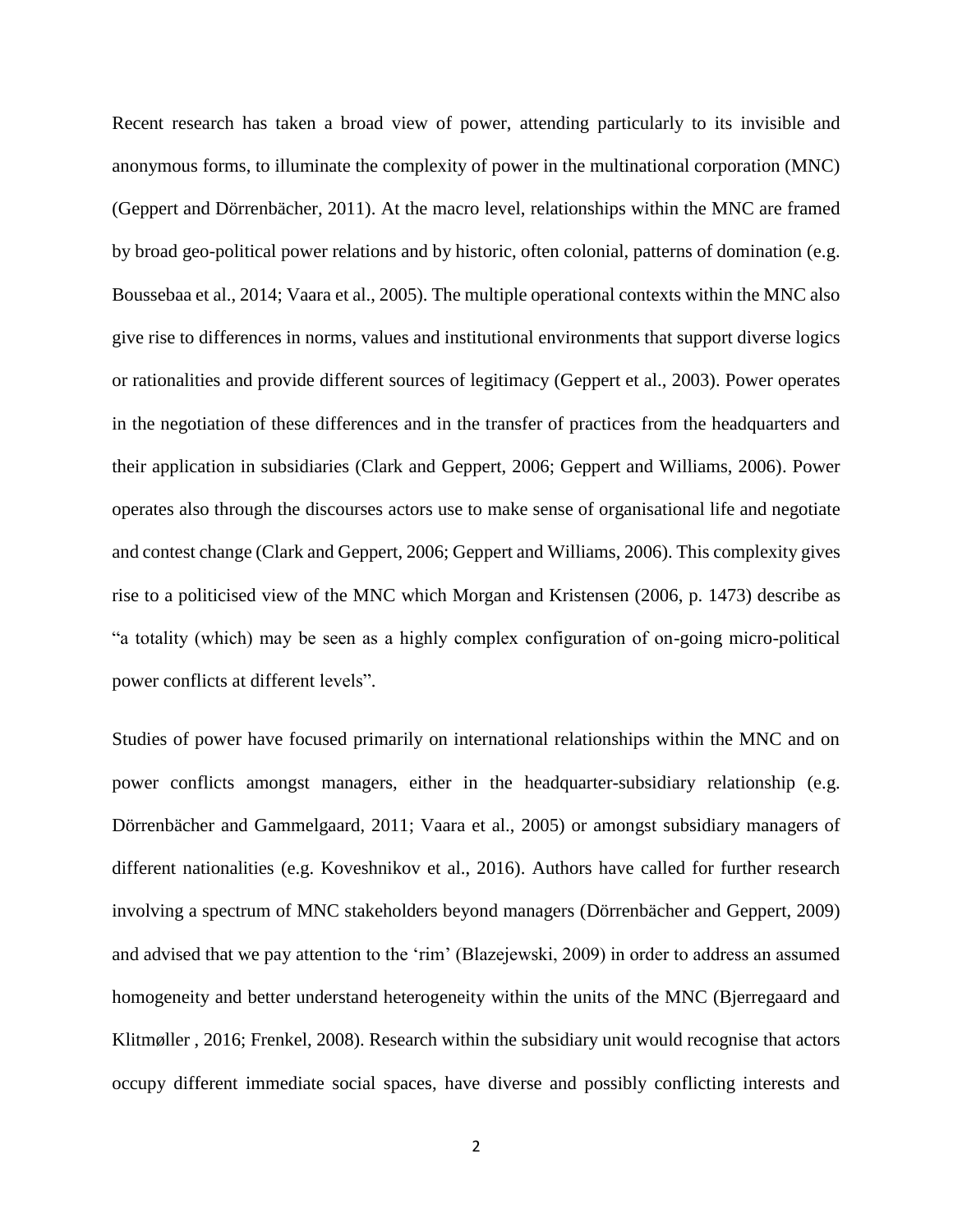Recent research has taken a broad view of power, attending particularly to its invisible and anonymous forms, to illuminate the complexity of power in the multinational corporation (MNC) (Geppert and Dörrenbächer, 2011). At the macro level, relationships within the MNC are framed by broad geo-political power relations and by historic, often colonial, patterns of domination (e.g. Boussebaa et al., 2014; Vaara et al., 2005). The multiple operational contexts within the MNC also give rise to differences in norms, values and institutional environments that support diverse logics or rationalities and provide different sources of legitimacy (Geppert et al., 2003). Power operates in the negotiation of these differences and in the transfer of practices from the headquarters and their application in subsidiaries (Clark and Geppert, 2006; Geppert and Williams, 2006). Power operates also through the discourses actors use to make sense of organisational life and negotiate and contest change (Clark and Geppert, 2006; Geppert and Williams, 2006). This complexity gives rise to a politicised view of the MNC which Morgan and Kristensen (2006, p. 1473) describe as "a totality (which) may be seen as a highly complex configuration of on-going micro-political power conflicts at different levels".

Studies of power have focused primarily on international relationships within the MNC and on power conflicts amongst managers, either in the headquarter-subsidiary relationship (e.g. Dörrenbächer and Gammelgaard, 2011; Vaara et al., 2005) or amongst subsidiary managers of different nationalities (e.g. Koveshnikov et al., 2016). Authors have called for further research involving a spectrum of MNC stakeholders beyond managers (Dörrenbächer and Geppert, 2009) and advised that we pay attention to the 'rim' (Blazejewski, 2009) in order to address an assumed homogeneity and better understand heterogeneity within the units of the MNC (Bjerregaard and Klitmøller , 2016; Frenkel, 2008). Research within the subsidiary unit would recognise that actors occupy different immediate social spaces, have diverse and possibly conflicting interests and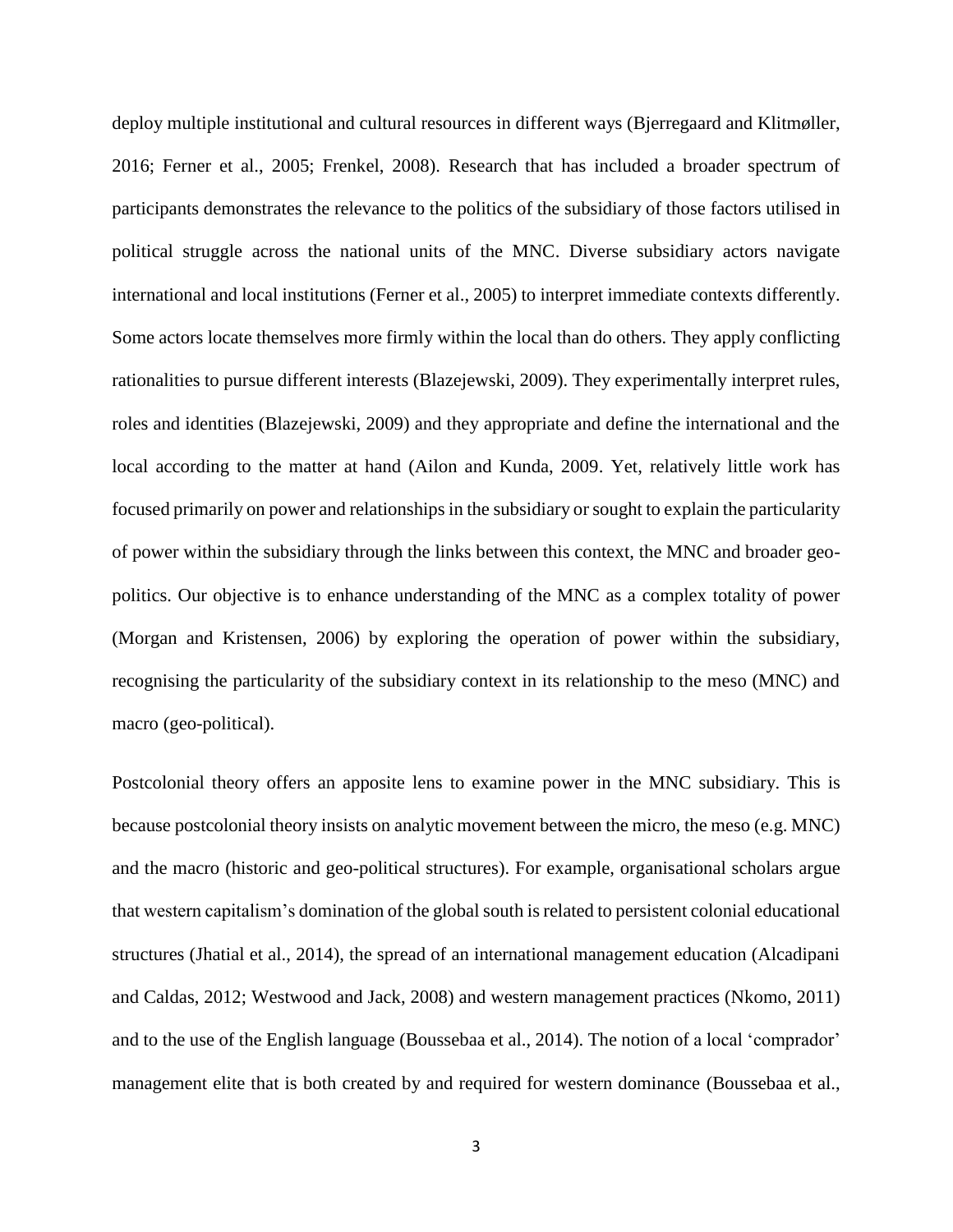deploy multiple institutional and cultural resources in different ways (Bjerregaard and Klitmøller, 2016; Ferner et al., 2005; Frenkel, 2008). Research that has included a broader spectrum of participants demonstrates the relevance to the politics of the subsidiary of those factors utilised in political struggle across the national units of the MNC. Diverse subsidiary actors navigate international and local institutions (Ferner et al., 2005) to interpret immediate contexts differently. Some actors locate themselves more firmly within the local than do others. They apply conflicting rationalities to pursue different interests (Blazejewski, 2009). They experimentally interpret rules, roles and identities (Blazejewski, 2009) and they appropriate and define the international and the local according to the matter at hand (Ailon and Kunda, 2009. Yet, relatively little work has focused primarily on power and relationships in the subsidiary or sought to explain the particularity of power within the subsidiary through the links between this context, the MNC and broader geo-politics. Our objective is to enhance understanding of the MNC as a complex totality of power (Morgan and Kristensen, 2006) by exploring the operation of power within the subsidiary, recognising the particularity of the subsidiary context in its relationship to the meso (MNC) and macro (geo-political).

Postcolonial theory offers an apposite lens to examine power in the MNC subsidiary. This is because postcolonial theory insists on analytic movement between the micro, the meso (e.g. MNC) and the macro (historic and geo-political structures). For example, organisational scholars argue that western capitalism's domination of the global south is related to persistent colonial educational structures (Jhatial et al., 2014), the spread of an international management education (Alcadipani and Caldas, 2012; Westwood and Jack, 2008) and western management practices (Nkomo, 2011) and to the use of the English language (Boussebaa et al., 2014). The notion of a local 'comprador' management elite that is both created by and required for western dominance (Boussebaa et al.,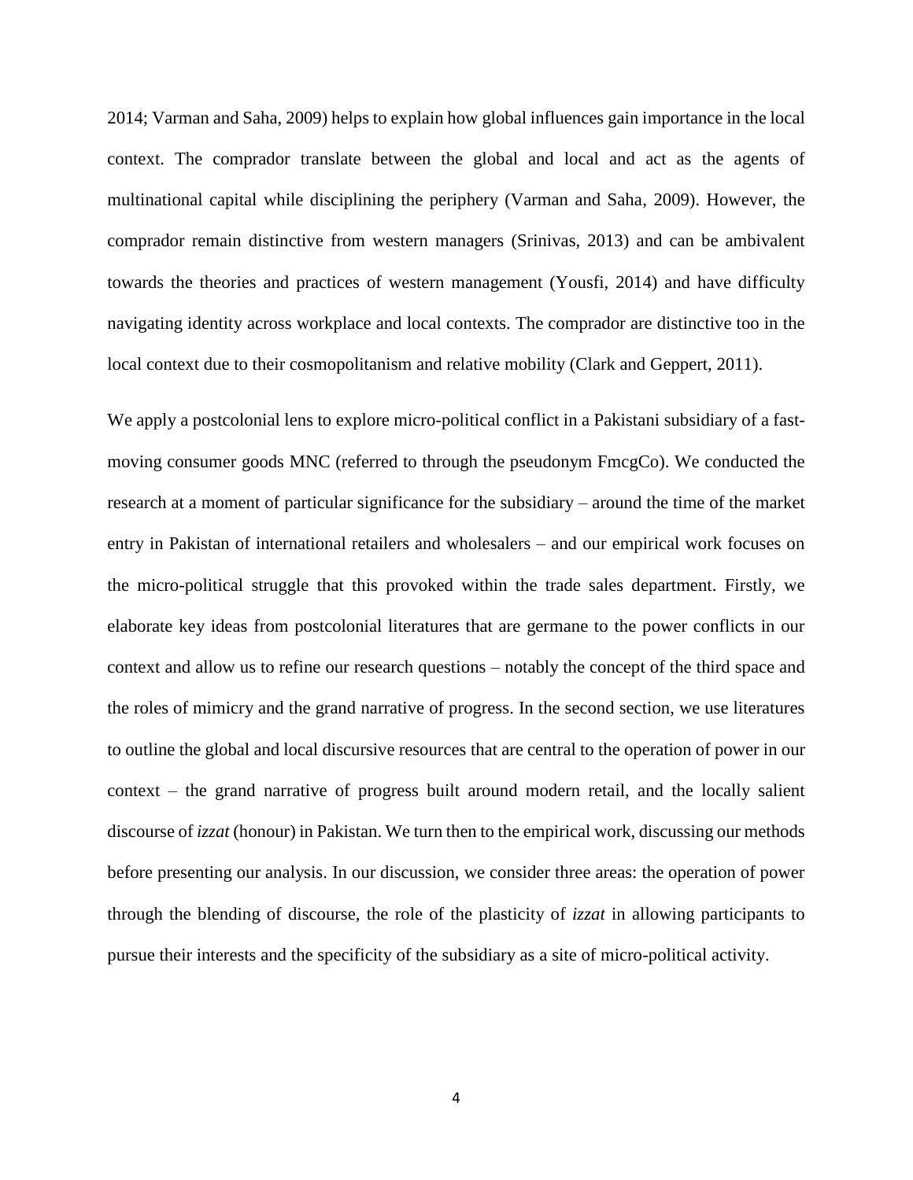2014; Varman and Saha, 2009) helps to explain how global influences gain importance in the local context. The comprador translate between the global and local and act as the agents of multinational capital while disciplining the periphery (Varman and Saha, 2009). However, the comprador remain distinctive from western managers (Srinivas, 2013) and can be ambivalent towards the theories and practices of western management (Yousfi, 2014) and have difficulty navigating identity across workplace and local contexts. The comprador are distinctive too in the local context due to their cosmopolitanism and relative mobility (Clark and Geppert, 2011).

We apply a postcolonial lens to explore micro-political conflict in a Pakistani subsidiary of a fast-moving consumer goods MNC (referred to through the pseudonym FmcgCo). We conducted the research at a moment of particular significance for the subsidiary – around the time of the market entry in Pakistan of international retailers and wholesalers – and our empirical work focuses on the micro-political struggle that this provoked within the trade sales department. Firstly, we elaborate key ideas from postcolonial literatures that are germane to the power conflicts in our context and allow us to refine our research questions – notably the concept of the third space and the roles of mimicry and the grand narrative of progress. In the second section, we use literatures to outline the global and local discursive resources that are central to the operation of power in our context – the grand narrative of progress built around modern retail, and the locally salient discourse of *izzat* (honour) in Pakistan. We turn then to the empirical work, discussing our methods before presenting our analysis. In our discussion, we consider three areas: the operation of power through the blending of discourse, the role of the plasticity of *izzat* in allowing participants to pursue their interests and the specificity of the subsidiary as a site of micro-political activity.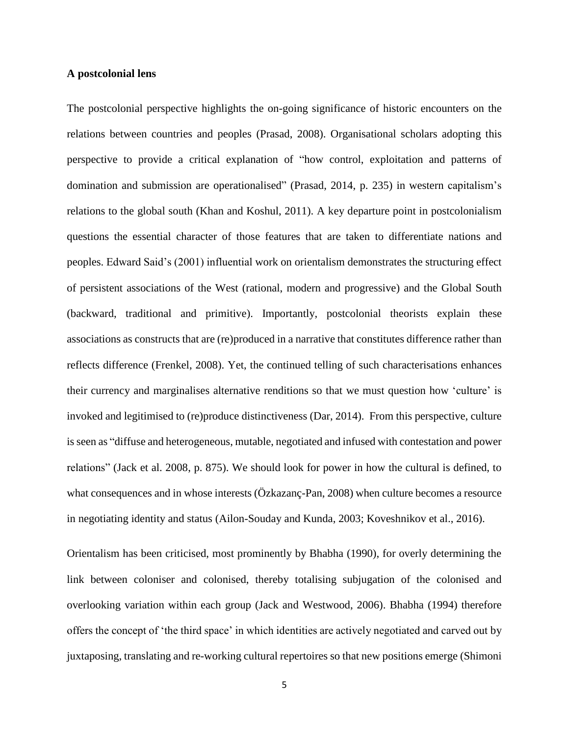**A postcolonial lens**

The postcolonial perspective highlights the on-going significance of historic encounters on the relations between countries and peoples (Prasad, 2008). Organisational scholars adopting this perspective to provide a critical explanation of "how control, exploitation and patterns of domination and submission are operationalised" (Prasad, 2014, p. 235) in western capitalism's relations to the global south (Khan and Koshul, 2011). A key departure point in postcolonialism questions the essential character of those features that are taken to differentiate nations and peoples. Edward Said's (2001) influential work on orientalism demonstrates the structuring effect of persistent associations of the West (rational, modern and progressive) and the Global South (backward, traditional and primitive). Importantly, postcolonial theorists explain these associations as constructs that are (re)produced in a narrative that constitutes difference rather than reflects difference (Frenkel, 2008). Yet, the continued telling of such characterisations enhances their currency and marginalises alternative renditions so that we must question how 'culture' is invoked and legitimised to (re)produce distinctiveness (Dar, 2014). From this perspective, culture is seen as "diffuse and heterogeneous, mutable, negotiated and infused with contestation and power relations" (Jack et al. 2008, p. 875). We should look for power in how the cultural is defined, to what consequences and in whose interests (Özkazanç-Pan, 2008) when culture becomes a resource in negotiating identity and status (Ailon-Souday and Kunda, 2003; Koveshnikov et al., 2016).

Orientalism has been criticised, most prominently by Bhabha (1990), for overly determining the link between coloniser and colonised, thereby totalising subjugation of the colonised and overlooking variation within each group (Jack and Westwood, 2006). Bhabha (1994) therefore offers the concept of 'the third space' in which identities are actively negotiated and carved out by juxtaposing, translating and re-working cultural repertoires so that new positions emerge (Shimoni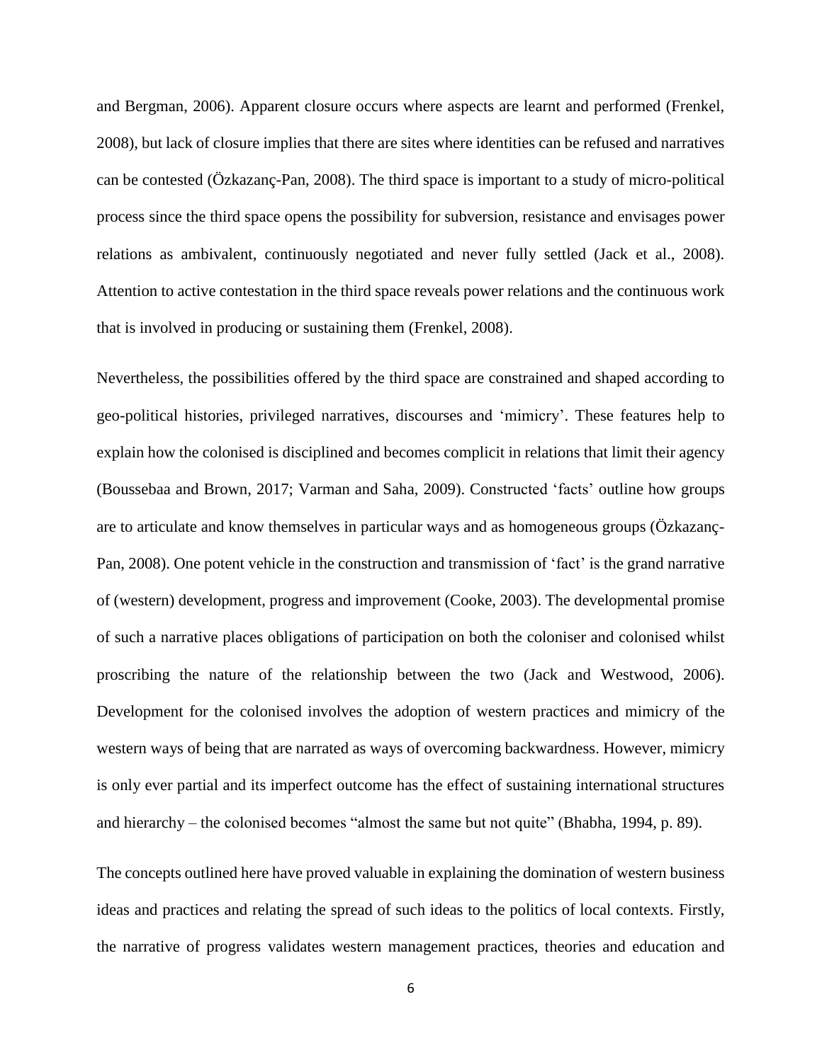and Bergman, 2006). Apparent closure occurs where aspects are learnt and performed (Frenkel, 2008), but lack of closure implies that there are sites where identities can be refused and narratives can be contested (Özkazanç-Pan, 2008). The third space is important to a study of micro-political process since the third space opens the possibility for subversion, resistance and envisages power relations as ambivalent, continuously negotiated and never fully settled (Jack et al., 2008). Attention to active contestation in the third space reveals power relations and the continuous work that is involved in producing or sustaining them (Frenkel, 2008).

Nevertheless, the possibilities offered by the third space are constrained and shaped according to geo-political histories, privileged narratives, discourses and 'mimicry'. These features help to explain how the colonised is disciplined and becomes complicit in relations that limit their agency (Boussebaa and Brown, 2017; Varman and Saha, 2009). Constructed 'facts' outline how groups are to articulate and know themselves in particular ways and as homogeneous groups (Özkazanç-Pan, 2008). One potent vehicle in the construction and transmission of 'fact' is the grand narrative of (western) development, progress and improvement (Cooke, 2003). The developmental promise of such a narrative places obligations of participation on both the coloniser and colonised whilst proscribing the nature of the relationship between the two (Jack and Westwood, 2006). Development for the colonised involves the adoption of western practices and mimicry of the western ways of being that are narrated as ways of overcoming backwardness. However, mimicry is only ever partial and its imperfect outcome has the effect of sustaining international structures and hierarchy – the colonised becomes "almost the same but not quite" (Bhabha, 1994, p. 89).

The concepts outlined here have proved valuable in explaining the domination of western business ideas and practices and relating the spread of such ideas to the politics of local contexts. Firstly, the narrative of progress validates western management practices, theories and education and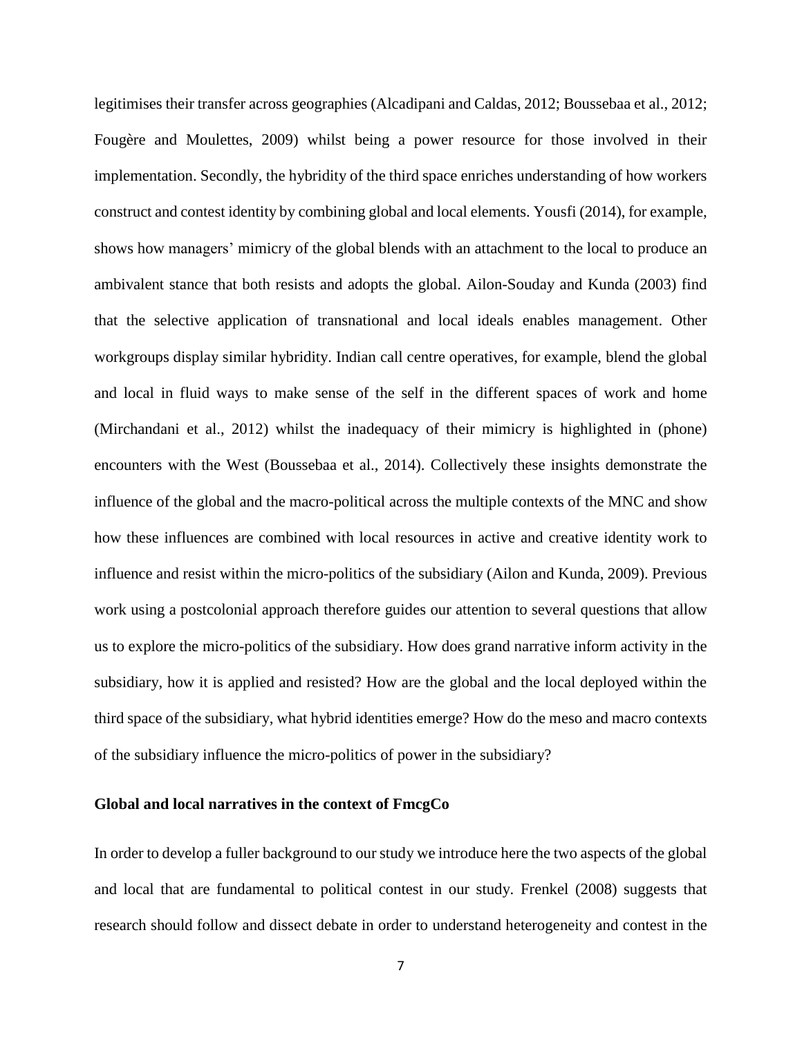legitimises their transfer across geographies (Alcadipani and Caldas, 2012; Boussebaa et al., 2012; Fougère and Moulettes, 2009) whilst being a power resource for those involved in their implementation. Secondly, the hybridity of the third space enriches understanding of how workers construct and contest identity by combining global and local elements. Yousfi (2014), for example, shows how managers' mimicry of the global blends with an attachment to the local to produce an ambivalent stance that both resists and adopts the global. Ailon-Souday and Kunda (2003) find that the selective application of transnational and local ideals enables management. Other workgroups display similar hybridity. Indian call centre operatives, for example, blend the global and local in fluid ways to make sense of the self in the different spaces of work and home (Mirchandani et al., 2012) whilst the inadequacy of their mimicry is highlighted in (phone) encounters with the West (Boussebaa et al., 2014). Collectively these insights demonstrate the influence of the global and the macro-political across the multiple contexts of the MNC and show how these influences are combined with local resources in active and creative identity work to influence and resist within the micro-politics of the subsidiary (Ailon and Kunda, 2009). Previous work using a postcolonial approach therefore guides our attention to several questions that allow us to explore the micro-politics of the subsidiary. How does grand narrative inform activity in the subsidiary, how it is applied and resisted? How are the global and the local deployed within the third space of the subsidiary, what hybrid identities emerge? How do the meso and macro contexts of the subsidiary influence the micro-politics of power in the subsidiary?

## Global and local narratives in the context of FmcgCo

In order to develop a fuller background to our study we introduce here the two aspects of the global and local that are fundamental to political contest in our study. Frenkel (2008) suggests that research should follow and dissect debate in order to understand heterogeneity and contest in the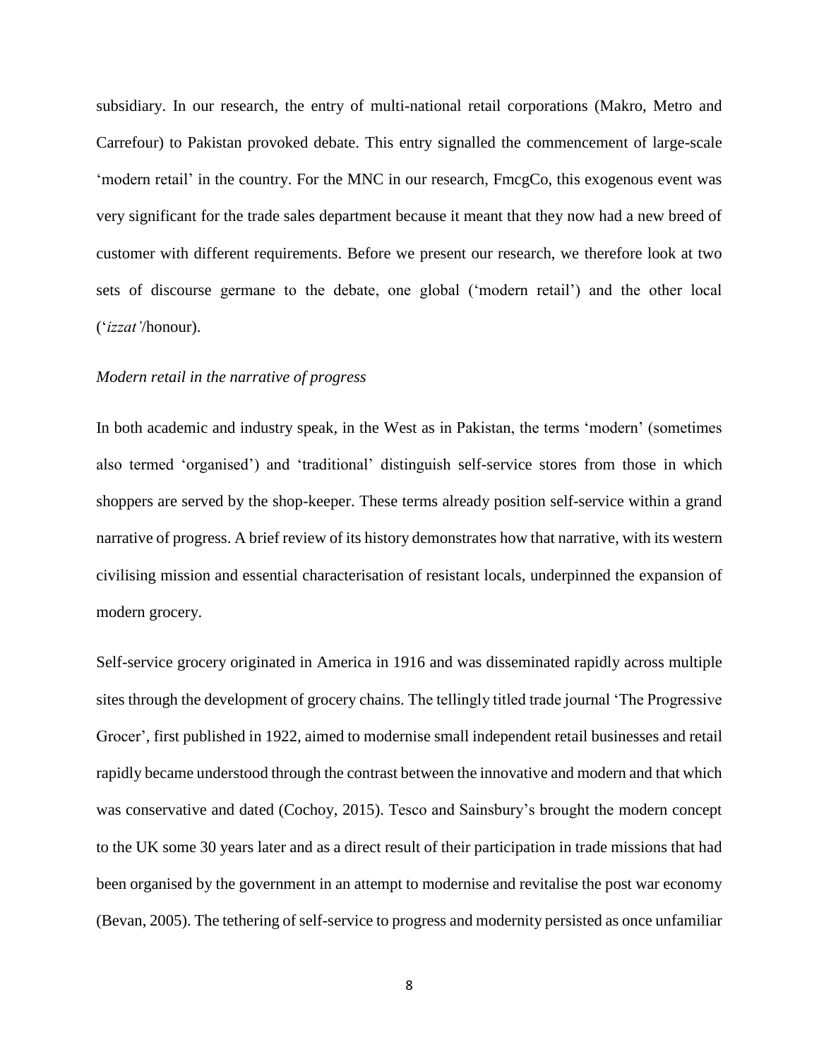subsidiary. In our research, the entry of multi-national retail corporations (Makro, Metro and Carrefour) to Pakistan provoked debate. This entry signalled the commencement of large-scale 'modern retail' in the country. For the MNC in our research, FmcgCo, this exogenous event was very significant for the trade sales department because it meant that they now had a new breed of customer with different requirements. Before we present our research, we therefore look at two sets of discourse germane to the debate, one global ('modern retail') and the other local ('*izzat'*/honour).

*Modern retail in the narrative of progress*

In both academic and industry speak, in the West as in Pakistan, the terms 'modern' (sometimes also termed 'organised') and 'traditional' distinguish self-service stores from those in which shoppers are served by the shop-keeper. These terms already position self-service within a grand narrative of progress. A brief review of its history demonstrates how that narrative, with its western civilising mission and essential characterisation of resistant locals, underpinned the expansion of modern grocery.

Self-service grocery originated in America in 1916 and was disseminated rapidly across multiple sites through the development of grocery chains. The tellingly titled trade journal 'The Progressive Grocer', first published in 1922, aimed to modernise small independent retail businesses and retail rapidly became understood through the contrast between the innovative and modern and that which was conservative and dated (Cochoy, 2015). Tesco and Sainsbury's brought the modern concept to the UK some 30 years later and as a direct result of their participation in trade missions that had been organised by the government in an attempt to modernise and revitalise the post war economy (Bevan, 2005). The tethering of self-service to progress and modernity persisted as once unfamiliar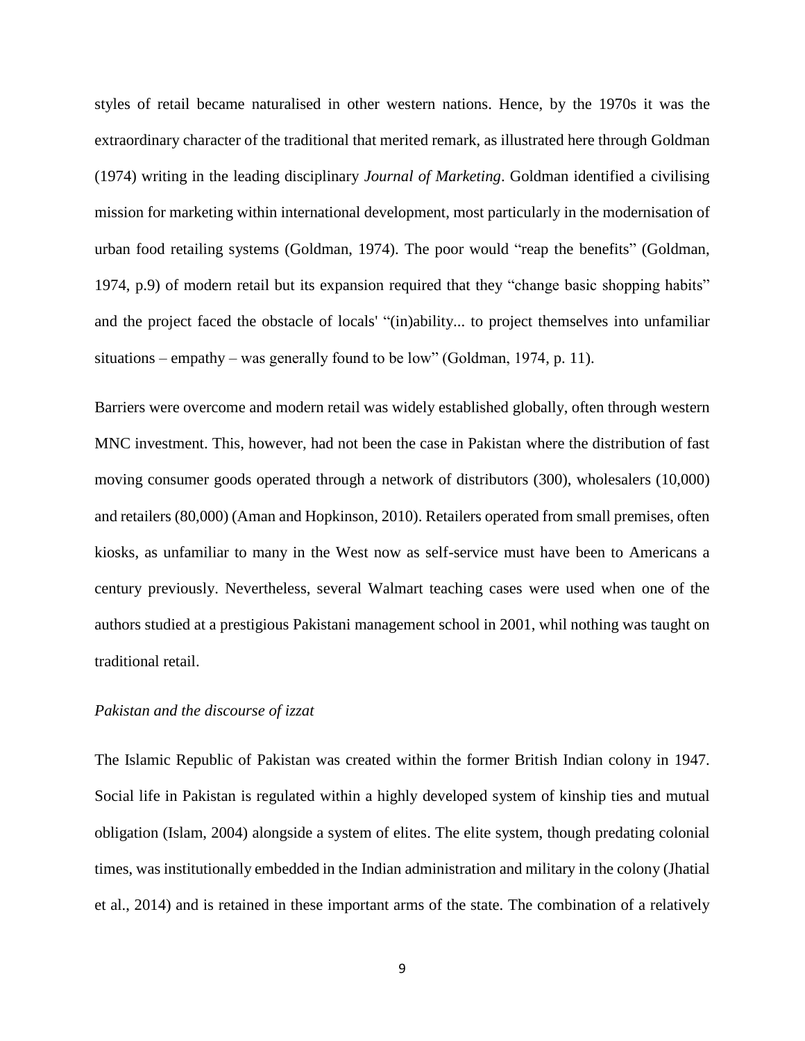styles of retail became naturalised in other western nations. Hence, by the 1970s it was the extraordinary character of the traditional that merited remark, as illustrated here through Goldman (1974) writing in the leading disciplinary *Journal of Marketing*. Goldman identified a civilising mission for marketing within international development, most particularly in the modernisation of urban food retailing systems (Goldman, 1974). The poor would "reap the benefits" (Goldman, 1974, p.9) of modern retail but its expansion required that they "change basic shopping habits" and the project faced the obstacle of locals' "(in)ability... to project themselves into unfamiliar situations – empathy – was generally found to be low" (Goldman, 1974, p. 11).

Barriers were overcome and modern retail was widely established globally, often through western MNC investment. This, however, had not been the case in Pakistan where the distribution of fast moving consumer goods operated through a network of distributors (300), wholesalers (10,000) and retailers (80,000) (Aman and Hopkinson, 2010). Retailers operated from small premises, often kiosks, as unfamiliar to many in the West now as self-service must have been to Americans a century previously. Nevertheless, several Walmart teaching cases were used when one of the authors studied at a prestigious Pakistani management school in 2001, whil nothing was taught on traditional retail.

*Pakistan and the discourse of izzat*

The Islamic Republic of Pakistan was created within the former British Indian colony in 1947. Social life in Pakistan is regulated within a highly developed system of kinship ties and mutual obligation (Islam, 2004) alongside a system of elites. The elite system, though predating colonial times, was institutionally embedded in the Indian administration and military in the colony (Jhatial et al., 2014) and is retained in these important arms of the state. The combination of a relatively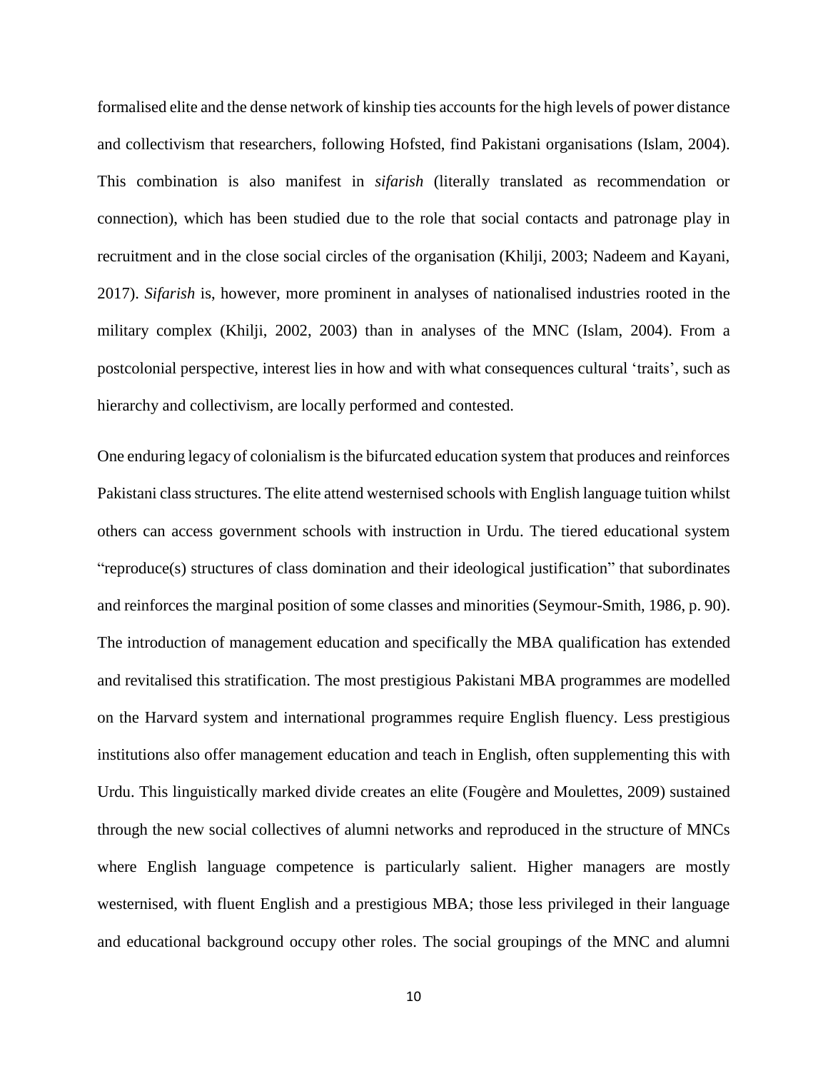formalised elite and the dense network of kinship ties accounts for the high levels of power distance and collectivism that researchers, following Hofsted, find Pakistani organisations (Islam, 2004). This combination is also manifest in *sifarish* (literally translated as recommendation or connection), which has been studied due to the role that social contacts and patronage play in recruitment and in the close social circles of the organisation (Khilji, 2003; Nadeem and Kayani, 2017). *Sifarish* is, however, more prominent in analyses of nationalised industries rooted in the military complex (Khilji, 2002, 2003) than in analyses of the MNC (Islam, 2004). From a postcolonial perspective, interest lies in how and with what consequences cultural 'traits', such as hierarchy and collectivism, are locally performed and contested.

One enduring legacy of colonialism is the bifurcated education system that produces and reinforces Pakistani class structures. The elite attend westernised schools with English language tuition whilst others can access government schools with instruction in Urdu. The tiered educational system "reproduce(s) structures of class domination and their ideological justification" that subordinates and reinforces the marginal position of some classes and minorities (Seymour-Smith, 1986, p. 90). The introduction of management education and specifically the MBA qualification has extended and revitalised this stratification. The most prestigious Pakistani MBA programmes are modelled on the Harvard system and international programmes require English fluency. Less prestigious institutions also offer management education and teach in English, often supplementing this with Urdu. This linguistically marked divide creates an elite (Fougère and Moulettes, 2009) sustained through the new social collectives of alumni networks and reproduced in the structure of MNCs where English language competence is particularly salient. Higher managers are mostly westernised, with fluent English and a prestigious MBA; those less privileged in their language and educational background occupy other roles. The social groupings of the MNC and alumni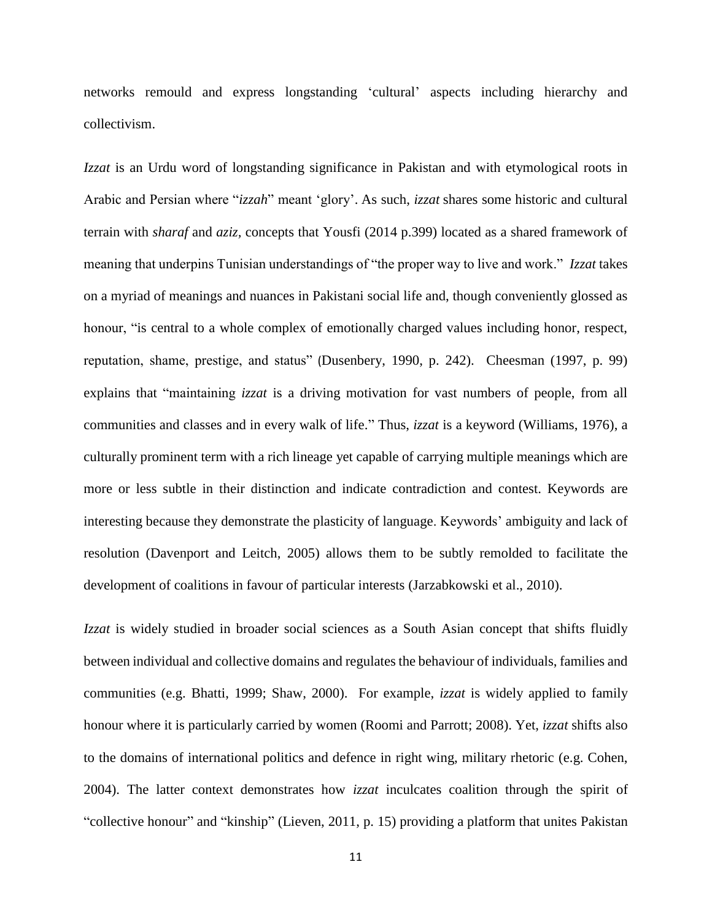networks remould and express longstanding 'cultural' aspects including hierarchy and collectivism.

*Izzat* is an Urdu word of longstanding significance in Pakistan and with etymological roots in Arabic and Persian where "*izzah*" meant 'glory'. As such, *izzat* shares some historic and cultural terrain with *sharaf* and *aziz,* concepts that Yousfi (2014 p.399) located as a shared framework of meaning that underpins Tunisian understandings of "the proper way to live and work." *Izzat* takes on a myriad of meanings and nuances in Pakistani social life and, though conveniently glossed as honour, "is central to a whole complex of emotionally charged values including honor, respect, reputation, shame, prestige, and status" (Dusenbery, 1990, p. 242). Cheesman (1997, p. 99) explains that "maintaining *izzat* is a driving motivation for vast numbers of people, from all communities and classes and in every walk of life." Thus, *izzat* is a keyword (Williams, 1976), a culturally prominent term with a rich lineage yet capable of carrying multiple meanings which are more or less subtle in their distinction and indicate contradiction and contest. Keywords are interesting because they demonstrate the plasticity of language. Keywords' ambiguity and lack of resolution (Davenport and Leitch, 2005) allows them to be subtly remolded to facilitate the development of coalitions in favour of particular interests (Jarzabkowski et al., 2010).

*Izzat* is widely studied in broader social sciences as a South Asian concept that shifts fluidly between individual and collective domains and regulates the behaviour of individuals, families and communities (e.g. Bhatti, 1999; Shaw, 2000). For example, *izzat* is widely applied to family honour where it is particularly carried by women (Roomi and Parrott; 2008). Yet, *izzat* shifts also to the domains of international politics and defence in right wing, military rhetoric (e.g. Cohen, 2004). The latter context demonstrates how *izzat* inculcates coalition through the spirit of "collective honour" and "kinship" (Lieven, 2011, p. 15) providing a platform that unites Pakistan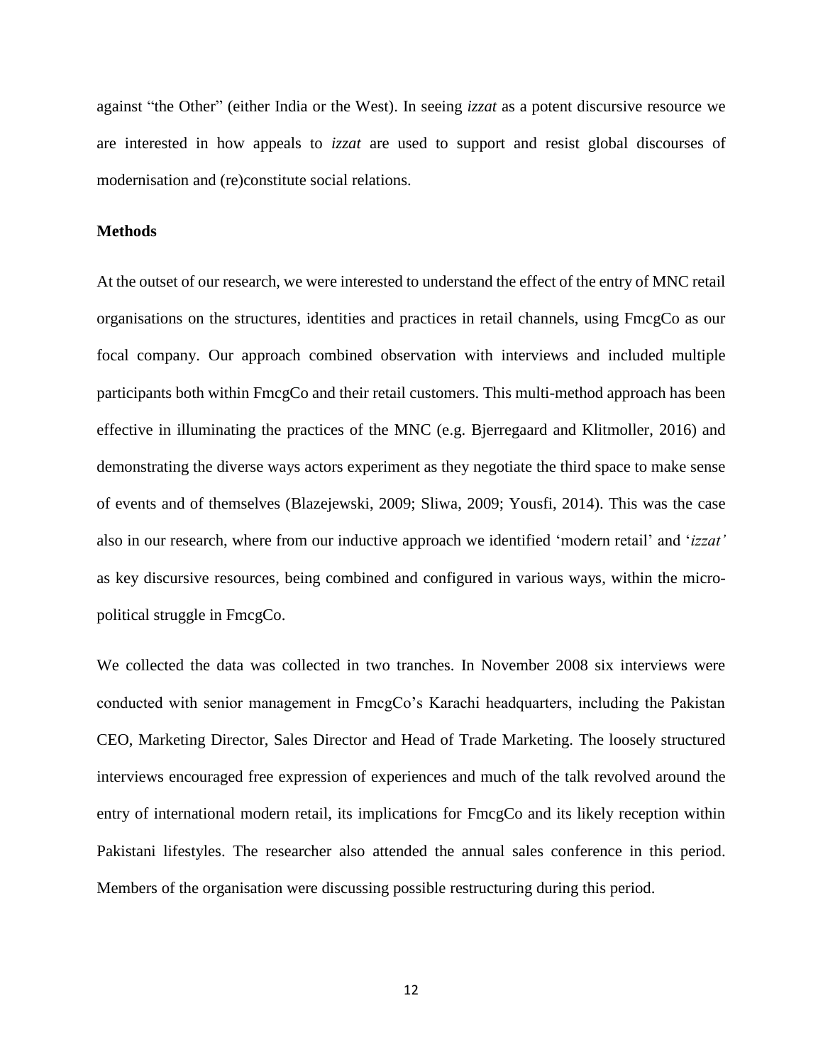against “the Other” (either India or the West). In seeing *izzat* as a potent discursive resource we are interested in how appeals to *izzat* are used to support and resist global discourses of modernisation and (re)constitute social relations.

## Methods

At the outset of our research, we were interested to understand the effect of the entry of MNC retail organisations on the structures, identities and practices in retail channels, using FmcgCo as our focal company. Our approach combined observation with interviews and included multiple participants both within FmcgCo and their retail customers. This multi-method approach has been effective in illuminating the practices of the MNC (e.g. Bjerregaard and Klitmoller, 2016) and demonstrating the diverse ways actors experiment as they negotiate the third space to make sense of events and of themselves (Blazejewski, 2009; Sliwa, 2009; Yousfi, 2014). This was the case also in our research, where from our inductive approach we identified ‘modern retail’ and ‘*izzat’* as key discursive resources, being combined and configured in various ways, within the micro-political struggle in FmcgCo.

We collected the data was collected in two tranches. In November 2008 six interviews were conducted with senior management in FmcgCo’s Karachi headquarters, including the Pakistan CEO, Marketing Director, Sales Director and Head of Trade Marketing. The loosely structured interviews encouraged free expression of experiences and much of the talk revolved around the entry of international modern retail, its implications for FmcgCo and its likely reception within Pakistani lifestyles. The researcher also attended the annual sales conference in this period. Members of the organisation were discussing possible restructuring during this period.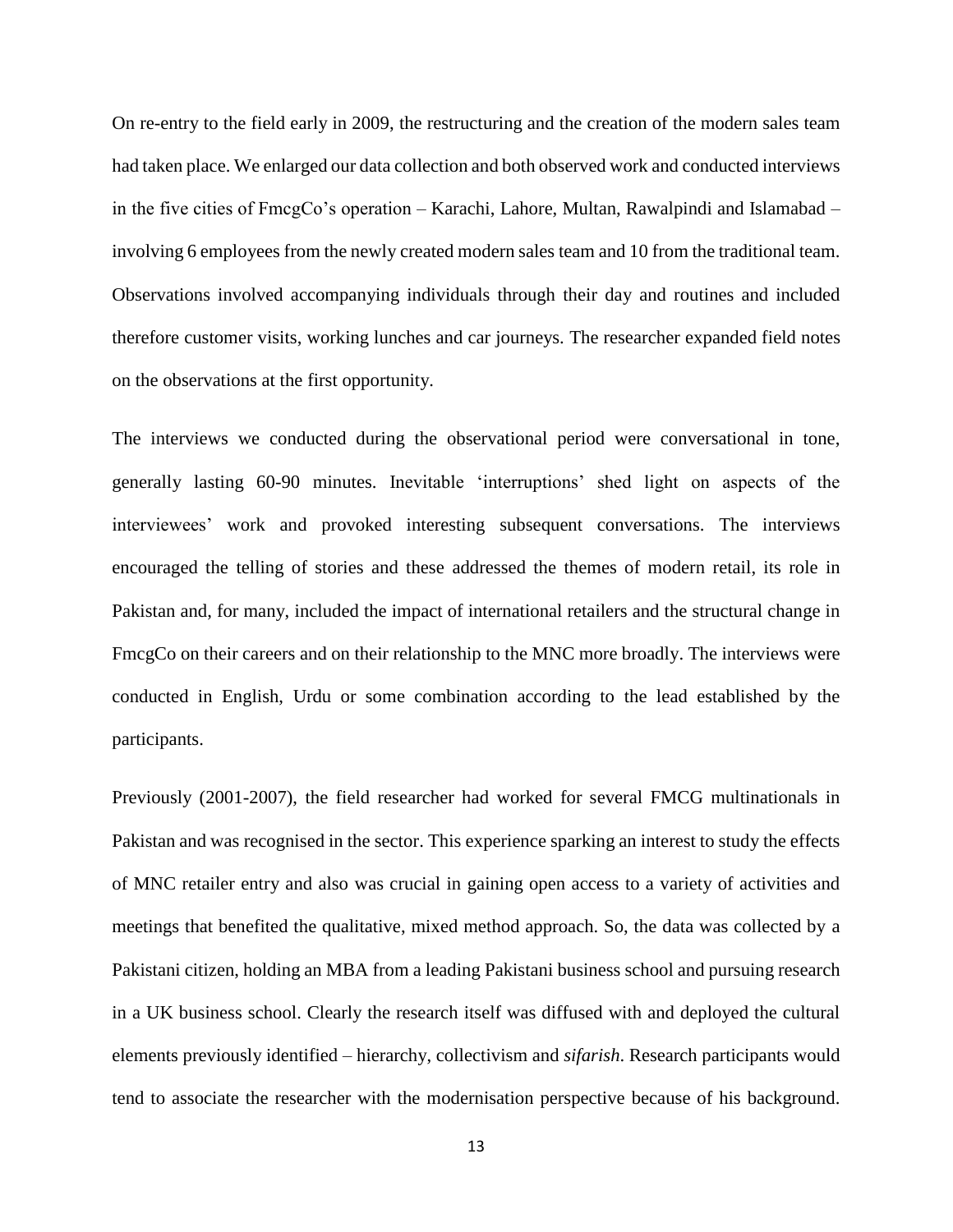On re-entry to the field early in 2009, the restructuring and the creation of the modern sales team had taken place. We enlarged our data collection and both observed work and conducted interviews in the five cities of FmcgCo's operation – Karachi, Lahore, Multan, Rawalpindi and Islamabad – involving 6 employees from the newly created modern sales team and 10 from the traditional team. Observations involved accompanying individuals through their day and routines and included therefore customer visits, working lunches and car journeys. The researcher expanded field notes on the observations at the first opportunity.

The interviews we conducted during the observational period were conversational in tone, generally lasting 60-90 minutes. Inevitable 'interruptions' shed light on aspects of the interviewees' work and provoked interesting subsequent conversations. The interviews encouraged the telling of stories and these addressed the themes of modern retail, its role in Pakistan and, for many, included the impact of international retailers and the structural change in FmcgCo on their careers and on their relationship to the MNC more broadly. The interviews were conducted in English, Urdu or some combination according to the lead established by the participants.

Previously (2001-2007), the field researcher had worked for several FMCG multinationals in Pakistan and was recognised in the sector. This experience sparking an interest to study the effects of MNC retailer entry and also was crucial in gaining open access to a variety of activities and meetings that benefited the qualitative, mixed method approach. So, the data was collected by a Pakistani citizen, holding an MBA from a leading Pakistani business school and pursuing research in a UK business school. Clearly the research itself was diffused with and deployed the cultural elements previously identified – hierarchy, collectivism and *sifarish*. Research participants would tend to associate the researcher with the modernisation perspective because of his background.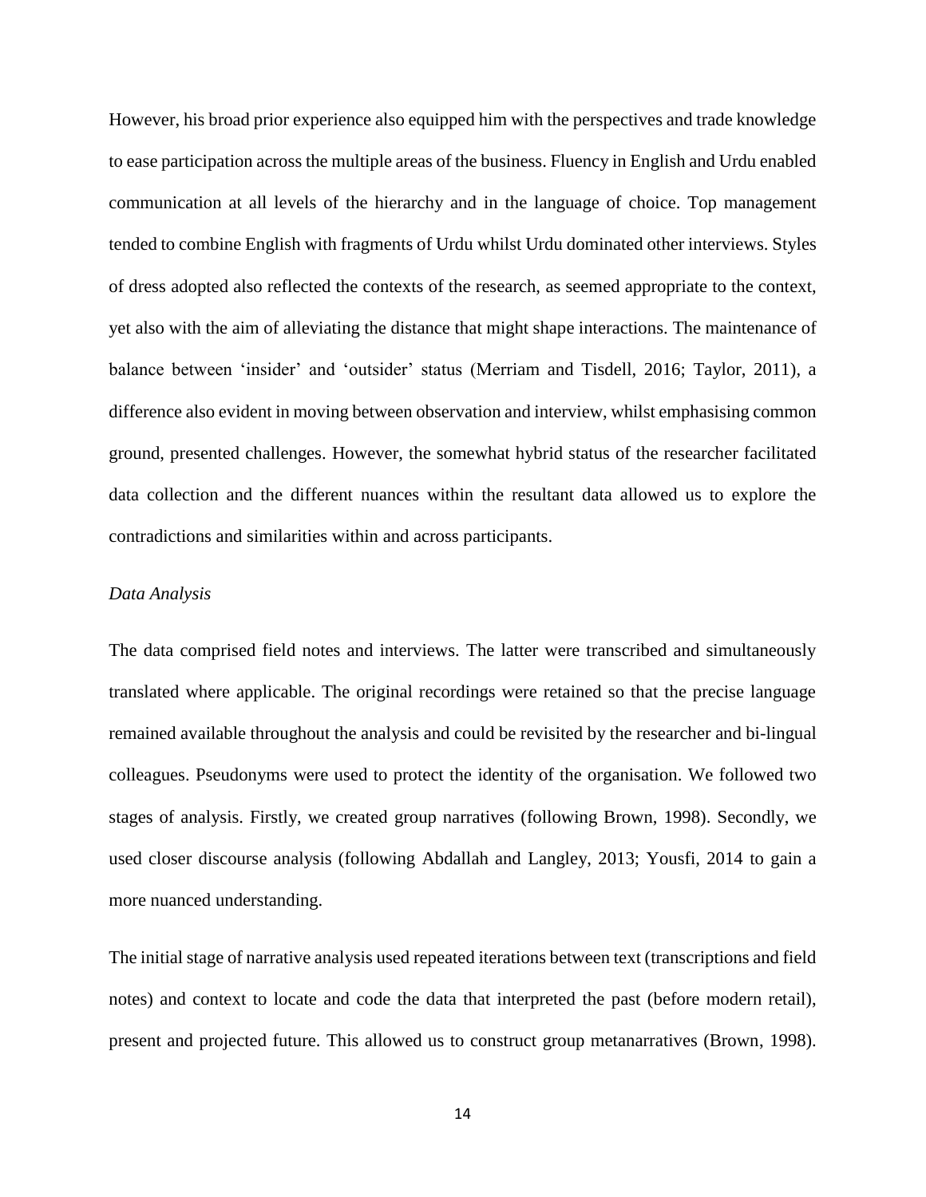However, his broad prior experience also equipped him with the perspectives and trade knowledge to ease participation across the multiple areas of the business. Fluency in English and Urdu enabled communication at all levels of the hierarchy and in the language of choice. Top management tended to combine English with fragments of Urdu whilst Urdu dominated other interviews. Styles of dress adopted also reflected the contexts of the research, as seemed appropriate to the context, yet also with the aim of alleviating the distance that might shape interactions. The maintenance of balance between 'insider' and 'outsider' status (Merriam and Tisdell, 2016; Taylor, 2011), a difference also evident in moving between observation and interview, whilst emphasising common ground, presented challenges. However, the somewhat hybrid status of the researcher facilitated data collection and the different nuances within the resultant data allowed us to explore the contradictions and similarities within and across participants.

*Data Analysis*

The data comprised field notes and interviews. The latter were transcribed and simultaneously translated where applicable. The original recordings were retained so that the precise language remained available throughout the analysis and could be revisited by the researcher and bi-lingual colleagues. Pseudonyms were used to protect the identity of the organisation. We followed two stages of analysis. Firstly, we created group narratives (following Brown, 1998). Secondly, we used closer discourse analysis (following Abdallah and Langley, 2013; Yousfi, 2014 to gain a more nuanced understanding.

The initial stage of narrative analysis used repeated iterations between text (transcriptions and field notes) and context to locate and code the data that interpreted the past (before modern retail), present and projected future. This allowed us to construct group metanarratives (Brown, 1998).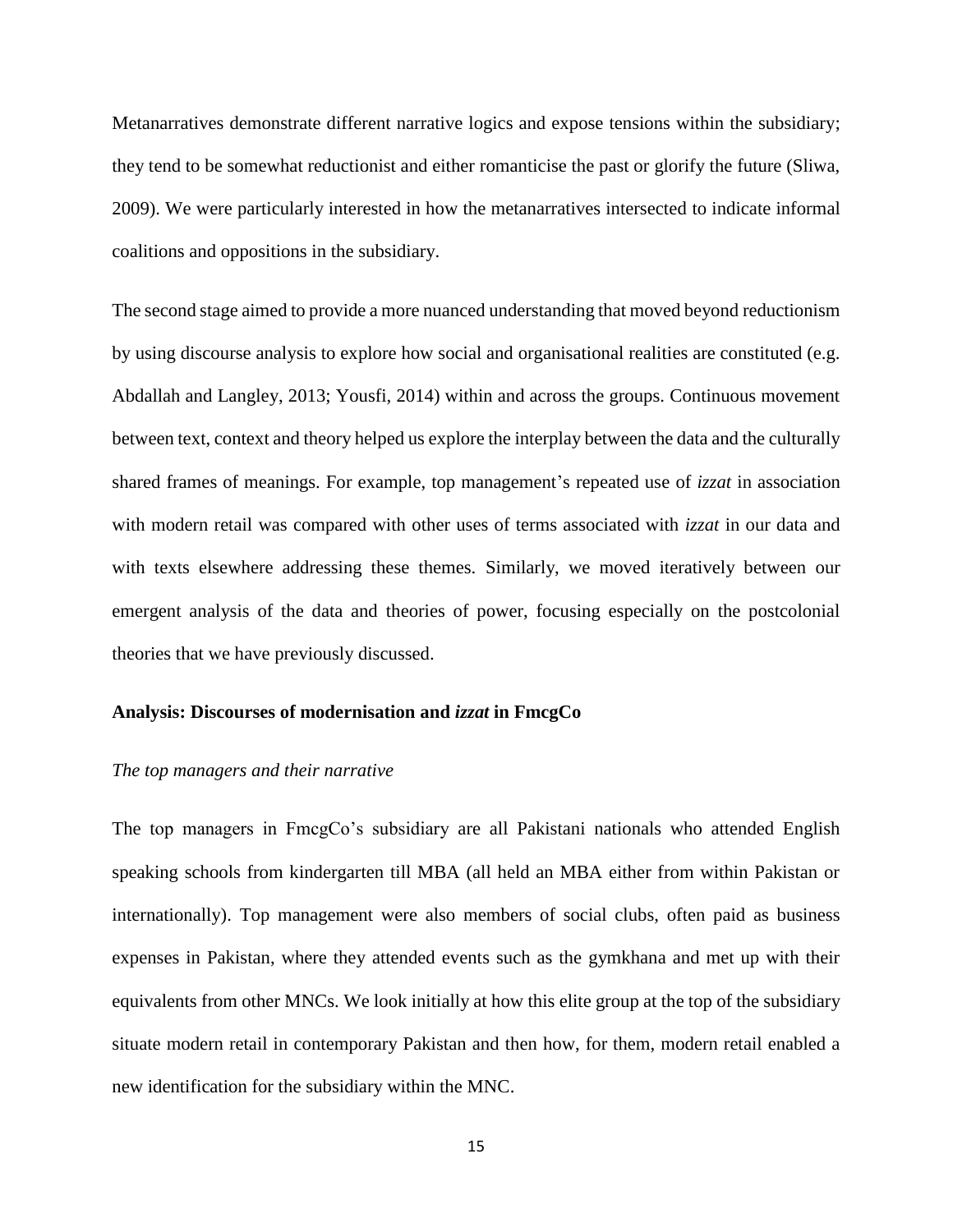Metanarratives demonstrate different narrative logics and expose tensions within the subsidiary; they tend to be somewhat reductionist and either romanticise the past or glorify the future (Sliwa, 2009). We were particularly interested in how the metanarratives intersected to indicate informal coalitions and oppositions in the subsidiary.

The second stage aimed to provide a more nuanced understanding that moved beyond reductionism by using discourse analysis to explore how social and organisational realities are constituted (e.g. Abdallah and Langley, 2013; Yousfi, 2014) within and across the groups. Continuous movement between text, context and theory helped us explore the interplay between the data and the culturally shared frames of meanings. For example, top management's repeated use of *izzat* in association with modern retail was compared with other uses of terms associated with *izzat* in our data and with texts elsewhere addressing these themes. Similarly, we moved iteratively between our emergent analysis of the data and theories of power, focusing especially on the postcolonial theories that we have previously discussed.

## Analysis: Discourses of modernisation and *izzat* in FmcgCo

### *The top managers and their narrative*

The top managers in FmcgCo's subsidiary are all Pakistani nationals who attended English speaking schools from kindergarten till MBA (all held an MBA either from within Pakistan or internationally). Top management were also members of social clubs, often paid as business expenses in Pakistan, where they attended events such as the gymkhana and met up with their equivalents from other MNCs. We look initially at how this elite group at the top of the subsidiary situate modern retail in contemporary Pakistan and then how, for them, modern retail enabled a new identification for the subsidiary within the MNC.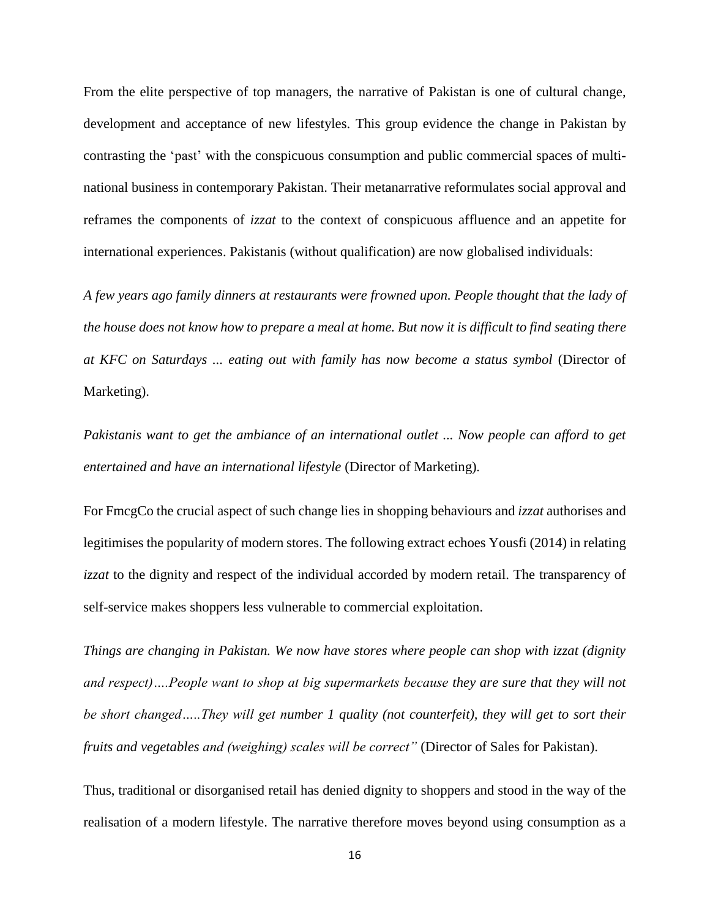From the elite perspective of top managers, the narrative of Pakistan is one of cultural change, development and acceptance of new lifestyles. This group evidence the change in Pakistan by contrasting the 'past' with the conspicuous consumption and public commercial spaces of multi-national business in contemporary Pakistan. Their metanarrative reformulates social approval and reframes the components of *izzat* to the context of conspicuous affluence and an appetite for international experiences. Pakistanis (without qualification) are now globalised individuals:

*A few years ago family dinners at restaurants were frowned upon. People thought that the lady of the house does not know how to prepare a meal at home. But now it is difficult to find seating there at KFC on Saturdays ... eating out with family has now become a status symbol* (Director of Marketing).

*Pakistanis want to get the ambiance of an international outlet ... Now people can afford to get entertained and have an international lifestyle* (Director of Marketing).

For FmcgCo the crucial aspect of such change lies in shopping behaviours and *izzat* authorises and legitimises the popularity of modern stores. The following extract echoes Yousfi (2014) in relating *izzat* to the dignity and respect of the individual accorded by modern retail. The transparency of self-service makes shoppers less vulnerable to commercial exploitation.

*Things are changing in Pakistan. We now have stores where people can shop with izzat (dignity and respect)….People want to shop at big supermarkets because they are sure that they will not be short changed…..They will get number 1 quality (not counterfeit), they will get to sort their fruits and vegetables and (weighing) scales will be correct"* (Director of Sales for Pakistan).

Thus, traditional or disorganised retail has denied dignity to shoppers and stood in the way of the realisation of a modern lifestyle. The narrative therefore moves beyond using consumption as a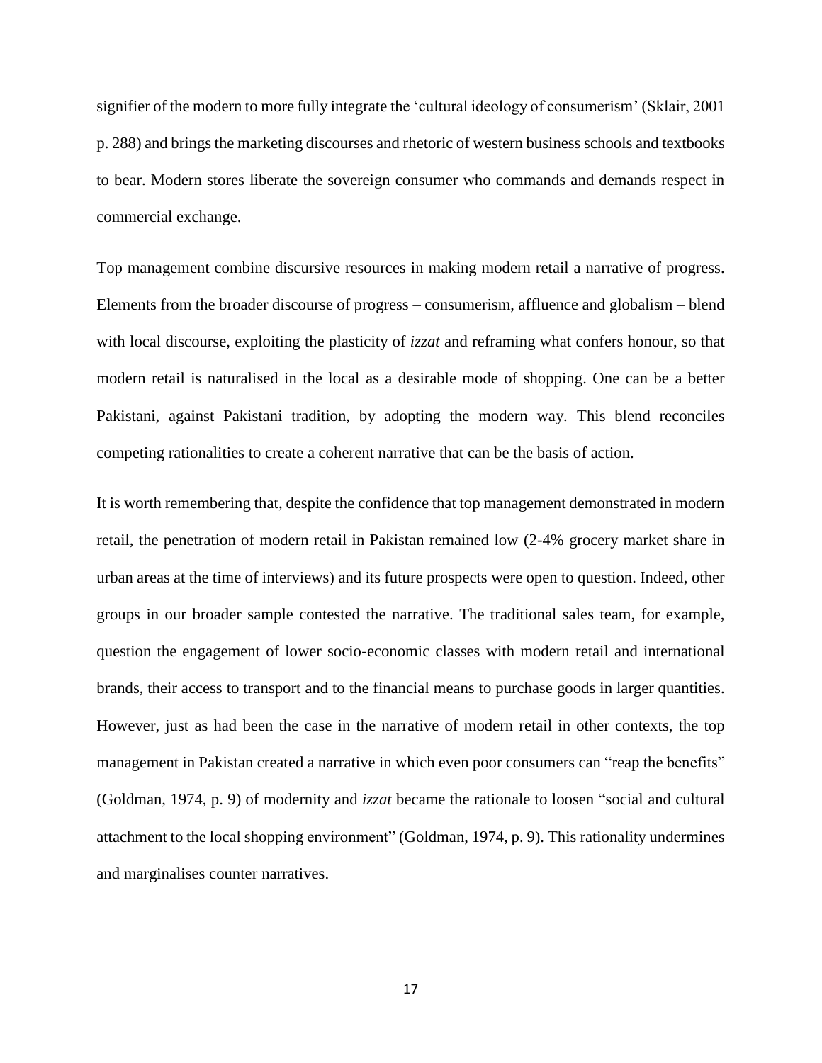signifier of the modern to more fully integrate the 'cultural ideology of consumerism' (Sklair, 2001 p. 288) and brings the marketing discourses and rhetoric of western business schools and textbooks to bear. Modern stores liberate the sovereign consumer who commands and demands respect in commercial exchange.

Top management combine discursive resources in making modern retail a narrative of progress. Elements from the broader discourse of progress – consumerism, affluence and globalism – blend with local discourse, exploiting the plasticity of *izzat* and reframing what confers honour, so that modern retail is naturalised in the local as a desirable mode of shopping. One can be a better Pakistani, against Pakistani tradition, by adopting the modern way. This blend reconciles competing rationalities to create a coherent narrative that can be the basis of action.

It is worth remembering that, despite the confidence that top management demonstrated in modern retail, the penetration of modern retail in Pakistan remained low (2-4% grocery market share in urban areas at the time of interviews) and its future prospects were open to question. Indeed, other groups in our broader sample contested the narrative. The traditional sales team, for example, question the engagement of lower socio-economic classes with modern retail and international brands, their access to transport and to the financial means to purchase goods in larger quantities. However, just as had been the case in the narrative of modern retail in other contexts, the top management in Pakistan created a narrative in which even poor consumers can "reap the benefits" (Goldman, 1974, p. 9) of modernity and *izzat* became the rationale to loosen "social and cultural attachment to the local shopping environment" (Goldman, 1974, p. 9). This rationality undermines and marginalises counter narratives.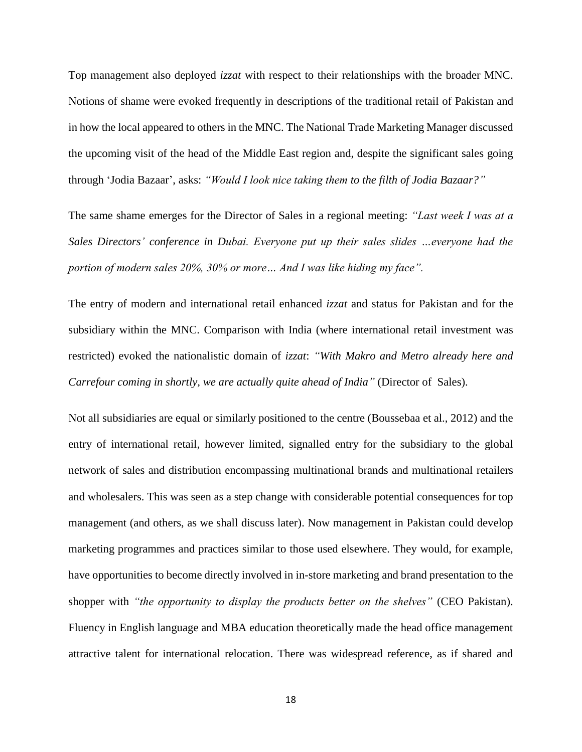Top management also deployed *izzat* with respect to their relationships with the broader MNC. Notions of shame were evoked frequently in descriptions of the traditional retail of Pakistan and in how the local appeared to others in the MNC. The National Trade Marketing Manager discussed the upcoming visit of the head of the Middle East region and, despite the significant sales going through 'Jodia Bazaar', asks: *"Would I look nice taking them to the filth of Jodia Bazaar?"*

The same shame emerges for the Director of Sales in a regional meeting: *"Last week I was at a Sales Directors' conference in Dubai. Everyone put up their sales slides …everyone had the portion of modern sales 20%, 30% or more… And I was like hiding my face".*

The entry of modern and international retail enhanced *izzat* and status for Pakistan and for the subsidiary within the MNC. Comparison with India (where international retail investment was restricted) evoked the nationalistic domain of *izzat*: *"With Makro and Metro already here and Carrefour coming in shortly, we are actually quite ahead of India"* (Director of Sales).

Not all subsidiaries are equal or similarly positioned to the centre (Boussebaa et al., 2012) and the entry of international retail, however limited, signalled entry for the subsidiary to the global network of sales and distribution encompassing multinational brands and multinational retailers and wholesalers. This was seen as a step change with considerable potential consequences for top management (and others, as we shall discuss later). Now management in Pakistan could develop marketing programmes and practices similar to those used elsewhere. They would, for example, have opportunities to become directly involved in in-store marketing and brand presentation to the shopper with *"the opportunity to display the products better on the shelves"* (CEO Pakistan). Fluency in English language and MBA education theoretically made the head office management attractive talent for international relocation. There was widespread reference, as if shared and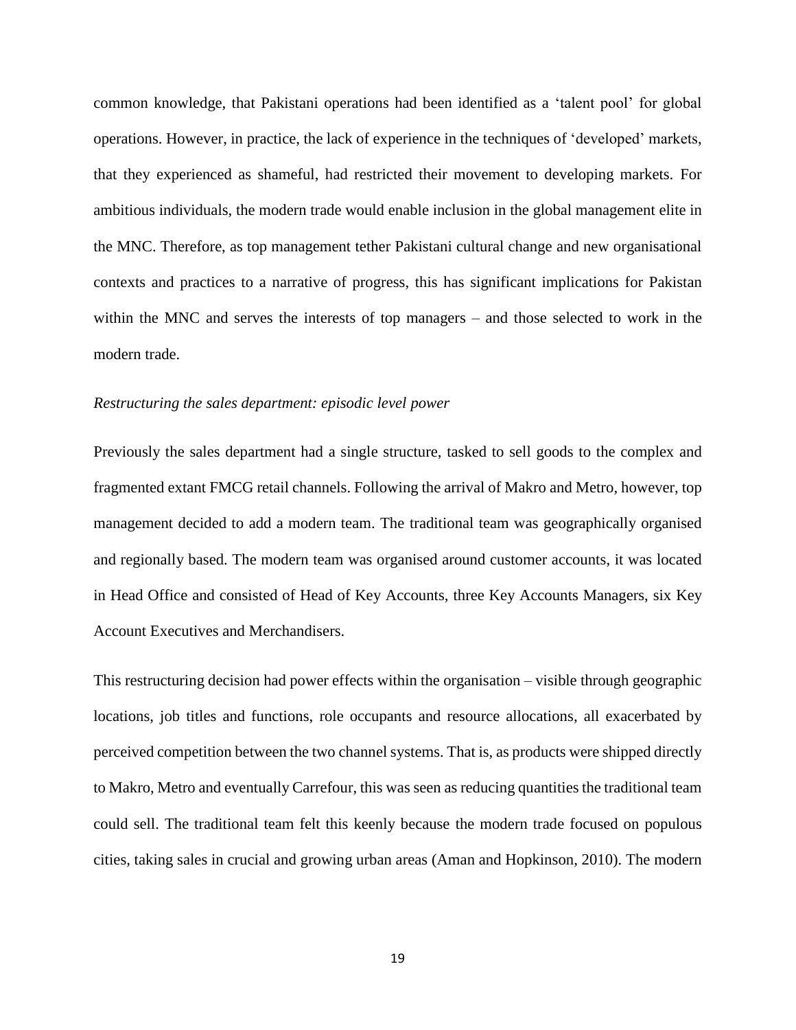common knowledge, that Pakistani operations had been identified as a 'talent pool' for global operations. However, in practice, the lack of experience in the techniques of 'developed' markets, that they experienced as shameful, had restricted their movement to developing markets. For ambitious individuals, the modern trade would enable inclusion in the global management elite in the MNC. Therefore, as top management tether Pakistani cultural change and new organisational contexts and practices to a narrative of progress, this has significant implications for Pakistan within the MNC and serves the interests of top managers – and those selected to work in the modern trade.

*Restructuring the sales department: episodic level power*

Previously the sales department had a single structure, tasked to sell goods to the complex and fragmented extant FMCG retail channels. Following the arrival of Makro and Metro, however, top management decided to add a modern team. The traditional team was geographically organised and regionally based. The modern team was organised around customer accounts, it was located in Head Office and consisted of Head of Key Accounts, three Key Accounts Managers, six Key Account Executives and Merchandisers.

This restructuring decision had power effects within the organisation – visible through geographic locations, job titles and functions, role occupants and resource allocations, all exacerbated by perceived competition between the two channel systems. That is, as products were shipped directly to Makro, Metro and eventually Carrefour, this was seen as reducing quantities the traditional team could sell. The traditional team felt this keenly because the modern trade focused on populous cities, taking sales in crucial and growing urban areas (Aman and Hopkinson, 2010). The modern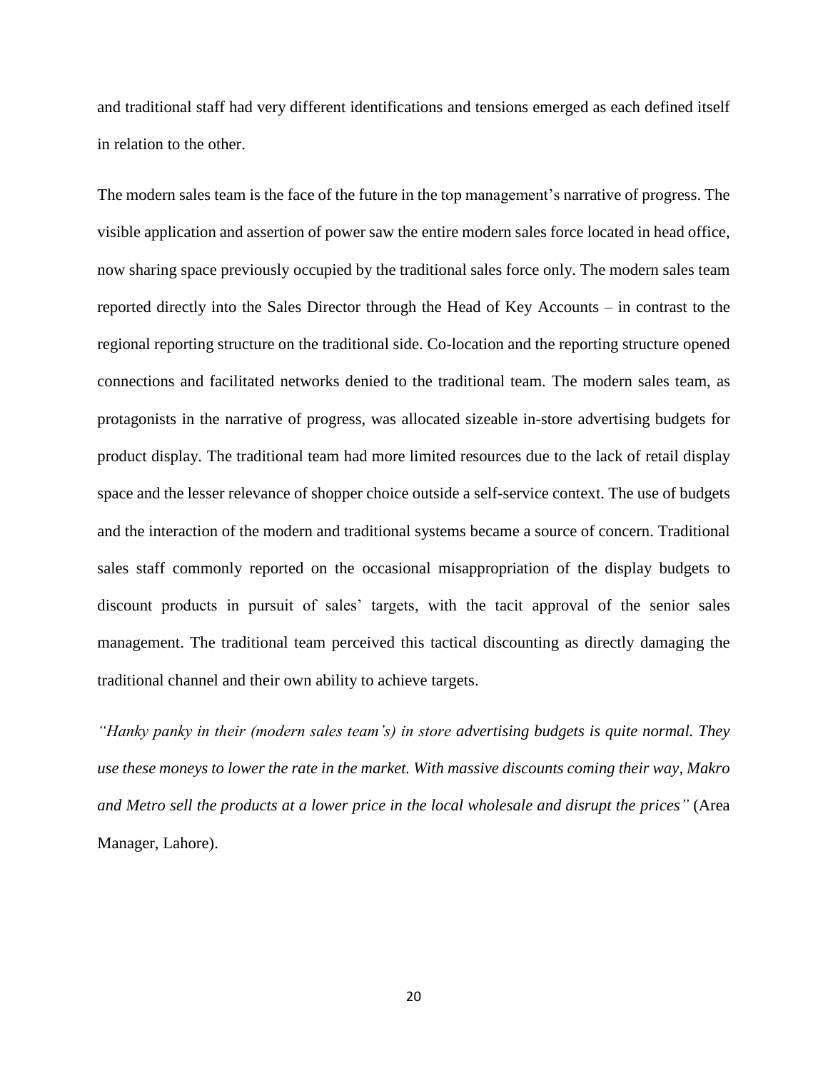and traditional staff had very different identifications and tensions emerged as each defined itself in relation to the other.

The modern sales team is the face of the future in the top management's narrative of progress. The visible application and assertion of power saw the entire modern sales force located in head office, now sharing space previously occupied by the traditional sales force only. The modern sales team reported directly into the Sales Director through the Head of Key Accounts – in contrast to the regional reporting structure on the traditional side. Co-location and the reporting structure opened connections and facilitated networks denied to the traditional team. The modern sales team, as protagonists in the narrative of progress, was allocated sizeable in-store advertising budgets for product display. The traditional team had more limited resources due to the lack of retail display space and the lesser relevance of shopper choice outside a self-service context. The use of budgets and the interaction of the modern and traditional systems became a source of concern. Traditional sales staff commonly reported on the occasional misappropriation of the display budgets to discount products in pursuit of sales' targets, with the tacit approval of the senior sales management. The traditional team perceived this tactical discounting as directly damaging the traditional channel and their own ability to achieve targets.

*"Hanky panky in their (modern sales team's) in store advertising budgets is quite normal. They use these moneys to lower the rate in the market. With massive discounts coming their way, Makro and Metro sell the products at a lower price in the local wholesale and disrupt the prices"* (Area Manager, Lahore).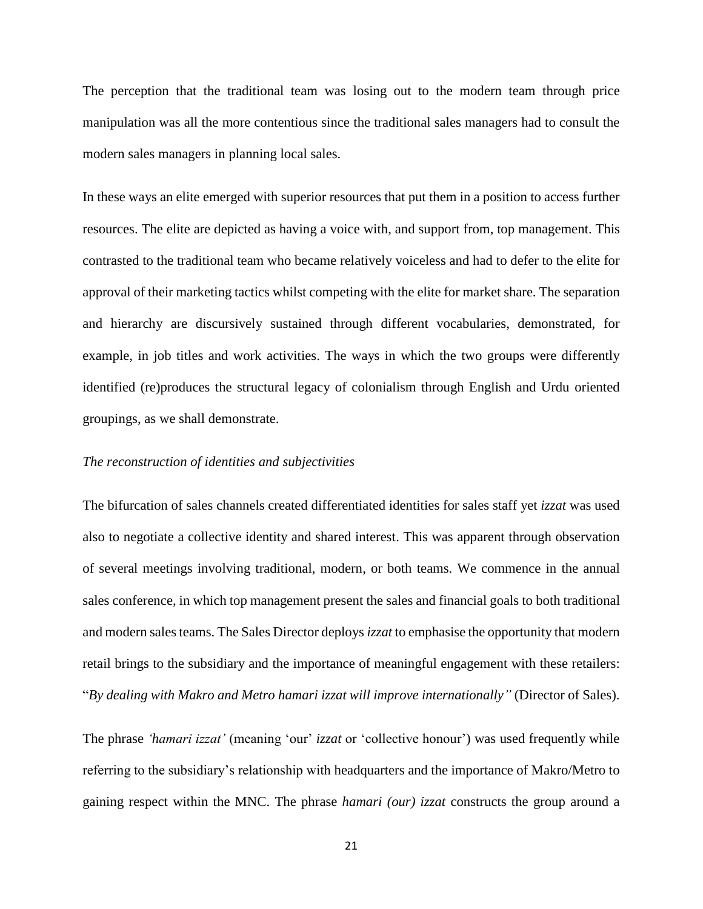The perception that the traditional team was losing out to the modern team through price manipulation was all the more contentious since the traditional sales managers had to consult the modern sales managers in planning local sales.

In these ways an elite emerged with superior resources that put them in a position to access further resources. The elite are depicted as having a voice with, and support from, top management. This contrasted to the traditional team who became relatively voiceless and had to defer to the elite for approval of their marketing tactics whilst competing with the elite for market share. The separation and hierarchy are discursively sustained through different vocabularies, demonstrated, for example, in job titles and work activities. The ways in which the two groups were differently identified (re)produces the structural legacy of colonialism through English and Urdu oriented groupings, as we shall demonstrate.

*The reconstruction of identities and subjectivities*

The bifurcation of sales channels created differentiated identities for sales staff yet *izzat* was used also to negotiate a collective identity and shared interest. This was apparent through observation of several meetings involving traditional, modern, or both teams. We commence in the annual sales conference, in which top management present the sales and financial goals to both traditional and modern sales teams. The Sales Director deploys *izzat* to emphasise the opportunity that modern retail brings to the subsidiary and the importance of meaningful engagement with these retailers: "*By dealing with Makro and Metro hamari izzat will improve internationally"* (Director of Sales).

The phrase *'hamari izzat'* (meaning 'our' *izzat* or 'collective honour') was used frequently while referring to the subsidiary's relationship with headquarters and the importance of Makro/Metro to gaining respect within the MNC. The phrase *hamari (our) izzat* constructs the group around a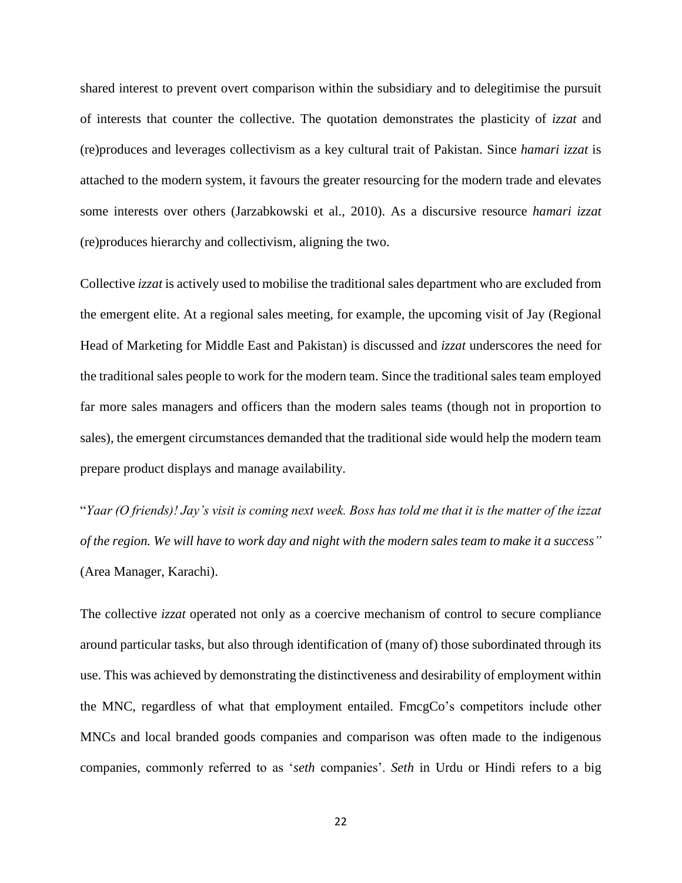shared interest to prevent overt comparison within the subsidiary and to delegitimise the pursuit of interests that counter the collective. The quotation demonstrates the plasticity of *izzat* and (re)produces and leverages collectivism as a key cultural trait of Pakistan. Since *hamari izzat* is attached to the modern system, it favours the greater resourcing for the modern trade and elevates some interests over others (Jarzabkowski et al., 2010). As a discursive resource *hamari izzat* (re)produces hierarchy and collectivism, aligning the two.

Collective *izzat* is actively used to mobilise the traditional sales department who are excluded from the emergent elite. At a regional sales meeting, for example, the upcoming visit of Jay (Regional Head of Marketing for Middle East and Pakistan) is discussed and *izzat* underscores the need for the traditional sales people to work for the modern team. Since the traditional sales team employed far more sales managers and officers than the modern sales teams (though not in proportion to sales), the emergent circumstances demanded that the traditional side would help the modern team prepare product displays and manage availability.

"*Yaar (O friends)! Jay's visit is coming next week. Boss has told me that it is the matter of the izzat of the region. We will have to work day and night with the modern sales team to make it a success"* (Area Manager, Karachi).

The collective *izzat* operated not only as a coercive mechanism of control to secure compliance around particular tasks, but also through identification of (many of) those subordinated through its use. This was achieved by demonstrating the distinctiveness and desirability of employment within the MNC, regardless of what that employment entailed. FmcgCo's competitors include other MNCs and local branded goods companies and comparison was often made to the indigenous companies, commonly referred to as '*seth* companies'. *Seth* in Urdu or Hindi refers to a big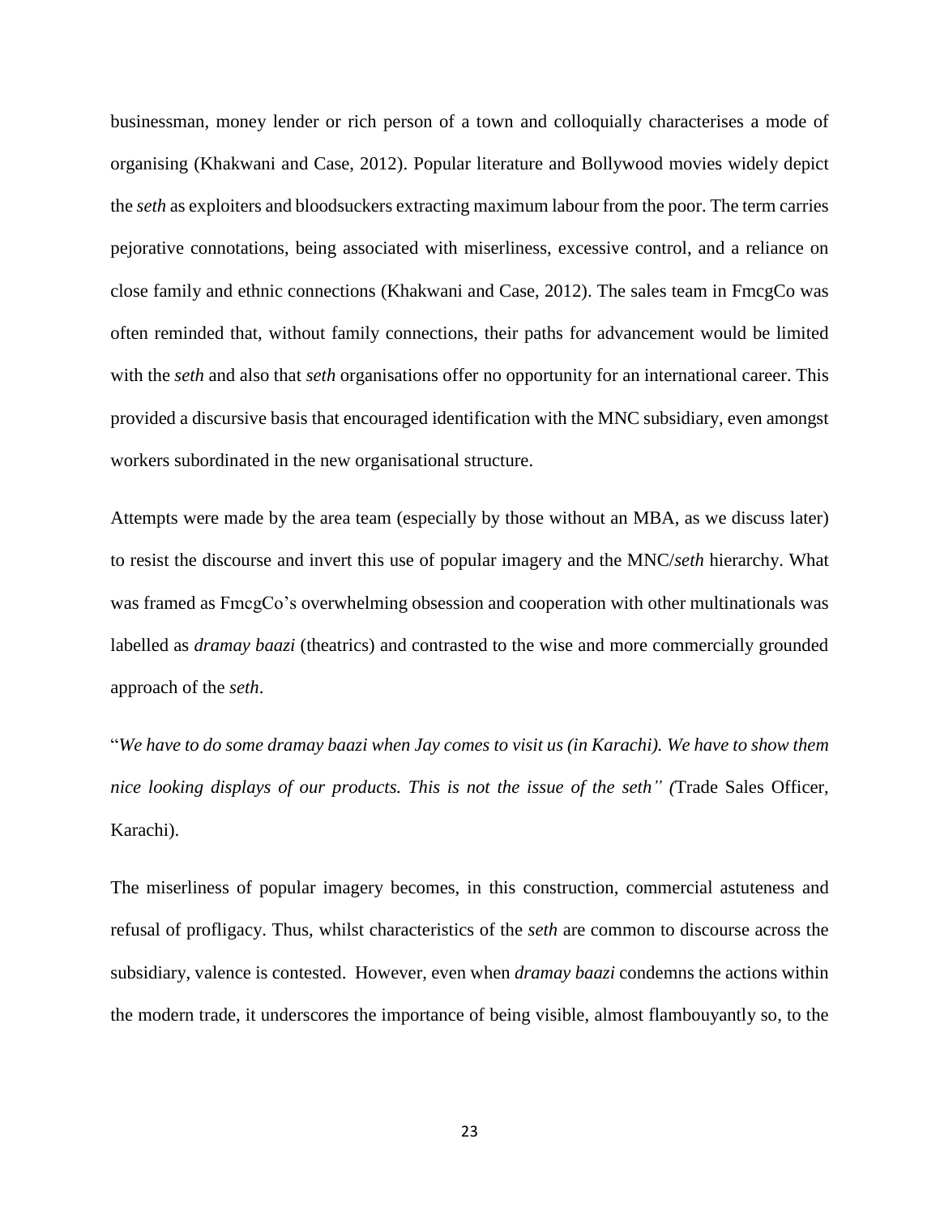businessman, money lender or rich person of a town and colloquially characterises a mode of organising (Khakwani and Case, 2012). Popular literature and Bollywood movies widely depict the *seth* as exploiters and bloodsuckers extracting maximum labour from the poor. The term carries pejorative connotations, being associated with miserliness, excessive control, and a reliance on close family and ethnic connections (Khakwani and Case, 2012). The sales team in FmcgCo was often reminded that, without family connections, their paths for advancement would be limited with the *seth* and also that *seth* organisations offer no opportunity for an international career. This provided a discursive basis that encouraged identification with the MNC subsidiary, even amongst workers subordinated in the new organisational structure.

Attempts were made by the area team (especially by those without an MBA, as we discuss later) to resist the discourse and invert this use of popular imagery and the MNC/*seth* hierarchy. What was framed as FmcgCo's overwhelming obsession and cooperation with other multinationals was labelled as *dramay baazi* (theatrics) and contrasted to the wise and more commercially grounded approach of the *seth*.

"*We have to do some dramay baazi when Jay comes to visit us (in Karachi). We have to show them nice looking displays of our products. This is not the issue of the seth" (*Trade Sales Officer, Karachi).

The miserliness of popular imagery becomes, in this construction, commercial astuteness and refusal of profligacy. Thus, whilst characteristics of the *seth* are common to discourse across the subsidiary, valence is contested. However, even when *dramay baazi* condemns the actions within the modern trade, it underscores the importance of being visible, almost flambouyantly so, to the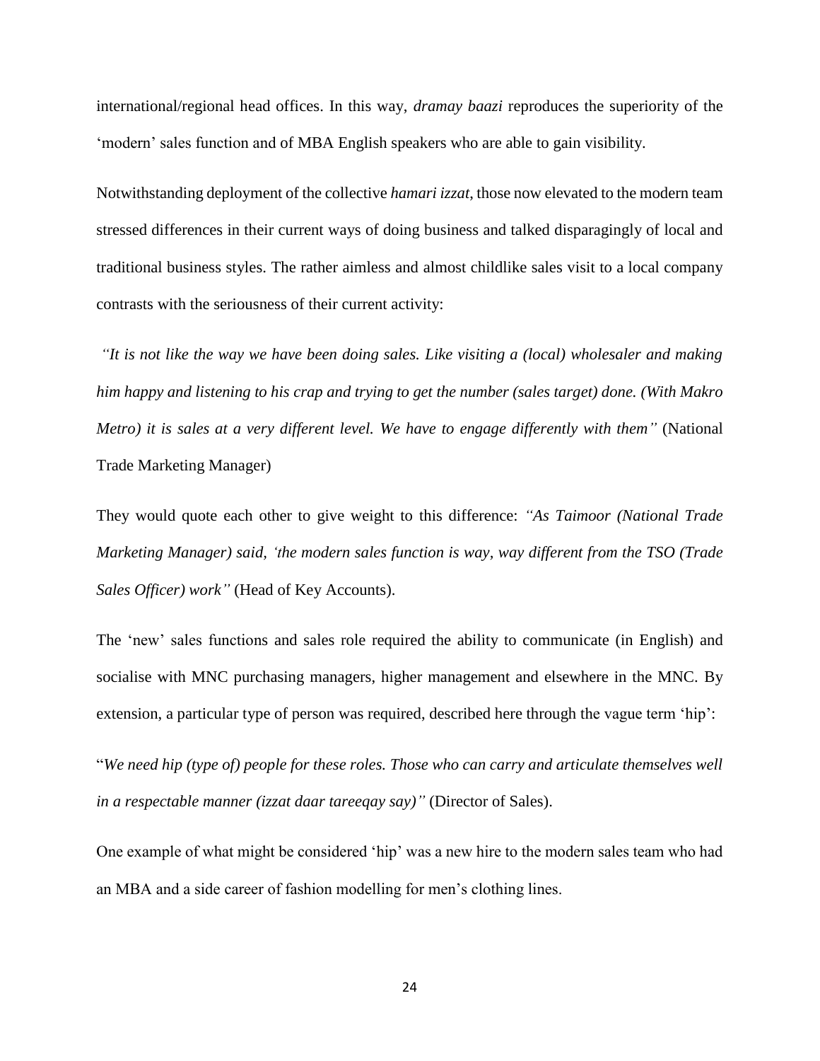international/regional head offices. In this way, *dramay baazi* reproduces the superiority of the 'modern' sales function and of MBA English speakers who are able to gain visibility.

Notwithstanding deployment of the collective *hamari izzat,* those now elevated to the modern team stressed differences in their current ways of doing business and talked disparagingly of local and traditional business styles. The rather aimless and almost childlike sales visit to a local company contrasts with the seriousness of their current activity:

*"It is not like the way we have been doing sales. Like visiting a (local) wholesaler and making him happy and listening to his crap and trying to get the number (sales target) done. (With Makro Metro) it is sales at a very different level. We have to engage differently with them"* (National Trade Marketing Manager)

They would quote each other to give weight to this difference: *"As Taimoor (National Trade Marketing Manager) said, 'the modern sales function is way, way different from the TSO (Trade Sales Officer) work"* (Head of Key Accounts).

The 'new' sales functions and sales role required the ability to communicate (in English) and socialise with MNC purchasing managers, higher management and elsewhere in the MNC. By extension, a particular type of person was required, described here through the vague term 'hip':

"*We need hip (type of) people for these roles. Those who can carry and articulate themselves well in a respectable manner (izzat daar tareeqay say)"* (Director of Sales).

One example of what might be considered 'hip' was a new hire to the modern sales team who had an MBA and a side career of fashion modelling for men's clothing lines.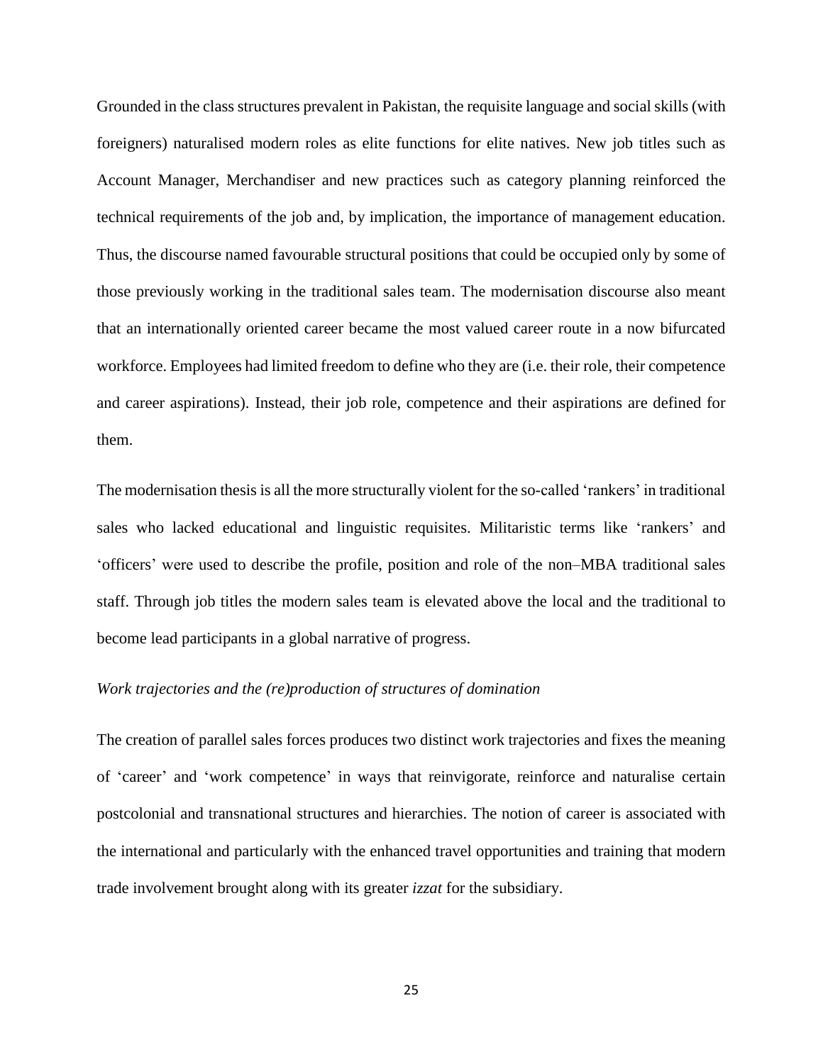Grounded in the class structures prevalent in Pakistan, the requisite language and social skills (with foreigners) naturalised modern roles as elite functions for elite natives. New job titles such as Account Manager, Merchandiser and new practices such as category planning reinforced the technical requirements of the job and, by implication, the importance of management education. Thus, the discourse named favourable structural positions that could be occupied only by some of those previously working in the traditional sales team. The modernisation discourse also meant that an internationally oriented career became the most valued career route in a now bifurcated workforce. Employees had limited freedom to define who they are (i.e. their role, their competence and career aspirations). Instead, their job role, competence and their aspirations are defined for them.

The modernisation thesis is all the more structurally violent for the so-called 'rankers' in traditional sales who lacked educational and linguistic requisites. Militaristic terms like 'rankers' and 'officers' were used to describe the profile, position and role of the non–MBA traditional sales staff. Through job titles the modern sales team is elevated above the local and the traditional to become lead participants in a global narrative of progress.

*Work trajectories and the (re)production of structures of domination*

The creation of parallel sales forces produces two distinct work trajectories and fixes the meaning of 'career' and 'work competence' in ways that reinvigorate, reinforce and naturalise certain postcolonial and transnational structures and hierarchies. The notion of career is associated with the international and particularly with the enhanced travel opportunities and training that modern trade involvement brought along with its greater *izzat* for the subsidiary.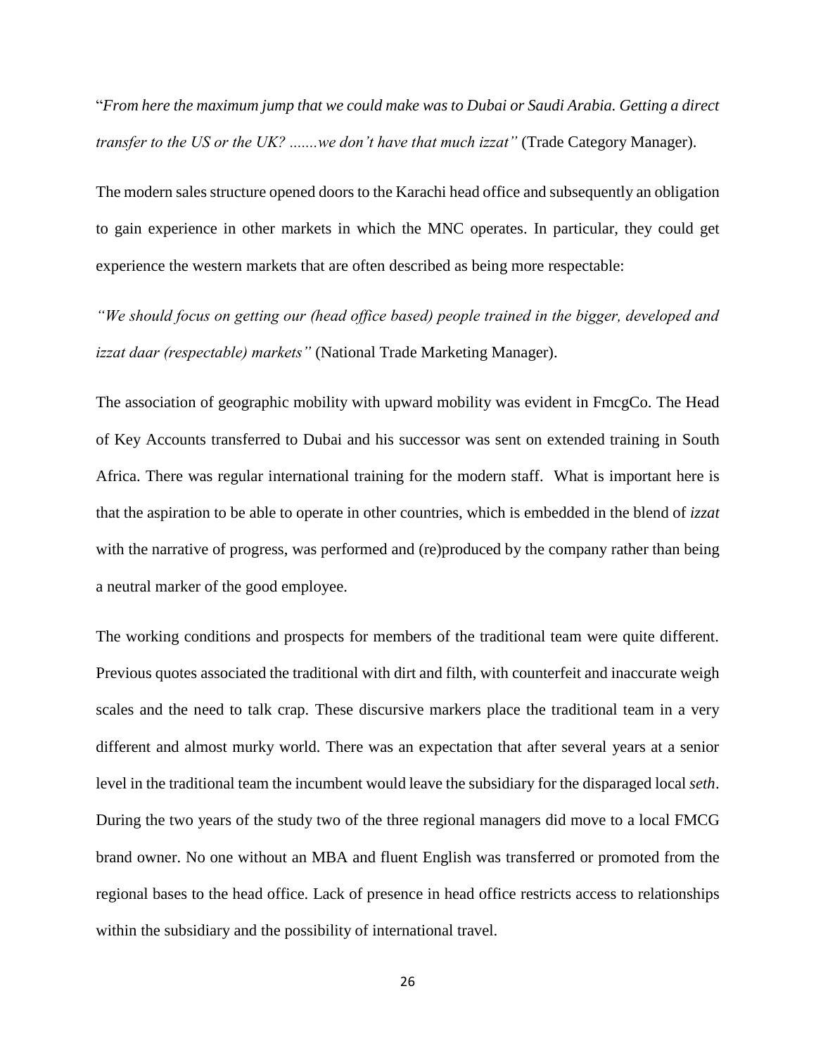"*From here the maximum jump that we could make was to Dubai or Saudi Arabia. Getting a direct transfer to the US or the UK? .......we don't have that much izzat"* (Trade Category Manager).

The modern sales structure opened doors to the Karachi head office and subsequently an obligation to gain experience in other markets in which the MNC operates. In particular, they could get experience the western markets that are often described as being more respectable:

*"We should focus on getting our (head office based) people trained in the bigger, developed and izzat daar (respectable) markets"* (National Trade Marketing Manager).

The association of geographic mobility with upward mobility was evident in FmcgCo. The Head of Key Accounts transferred to Dubai and his successor was sent on extended training in South Africa. There was regular international training for the modern staff. What is important here is that the aspiration to be able to operate in other countries, which is embedded in the blend of *izzat* with the narrative of progress, was performed and (re)produced by the company rather than being a neutral marker of the good employee.

The working conditions and prospects for members of the traditional team were quite different. Previous quotes associated the traditional with dirt and filth, with counterfeit and inaccurate weigh scales and the need to talk crap. These discursive markers place the traditional team in a very different and almost murky world. There was an expectation that after several years at a senior level in the traditional team the incumbent would leave the subsidiary for the disparaged local *seth*. During the two years of the study two of the three regional managers did move to a local FMCG brand owner. No one without an MBA and fluent English was transferred or promoted from the regional bases to the head office. Lack of presence in head office restricts access to relationships within the subsidiary and the possibility of international travel.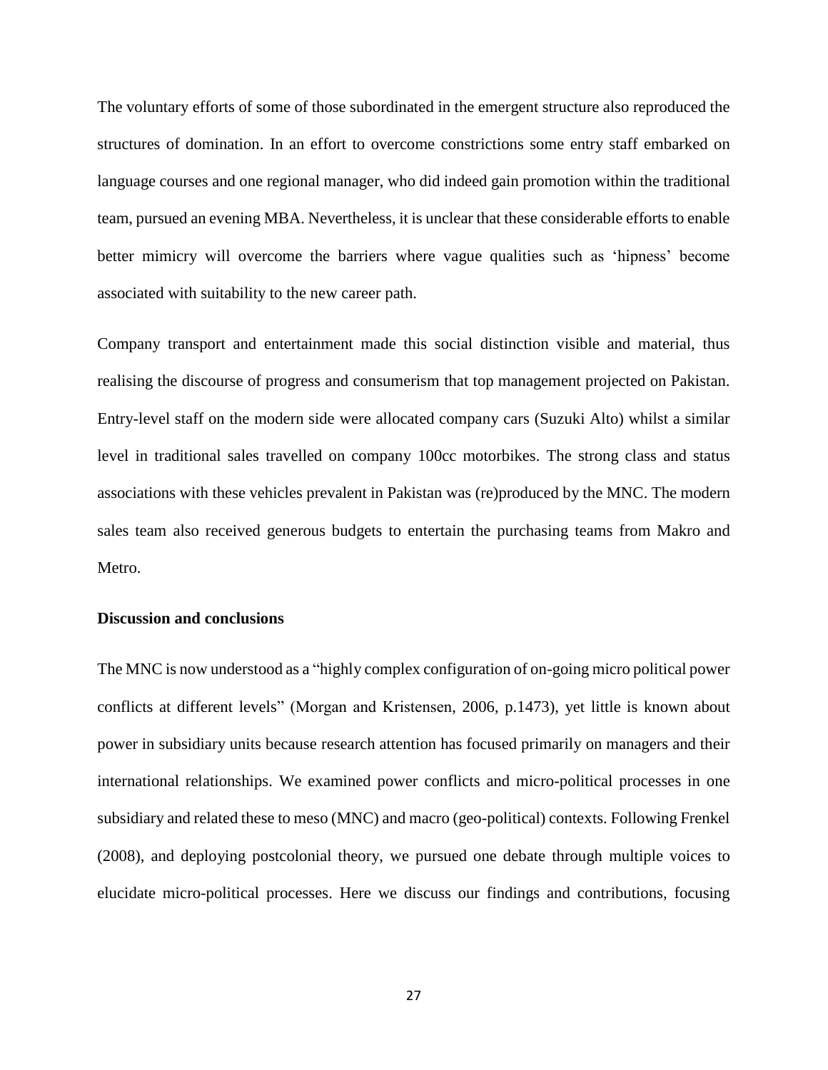The voluntary efforts of some of those subordinated in the emergent structure also reproduced the structures of domination. In an effort to overcome constrictions some entry staff embarked on language courses and one regional manager, who did indeed gain promotion within the traditional team, pursued an evening MBA. Nevertheless, it is unclear that these considerable efforts to enable better mimicry will overcome the barriers where vague qualities such as 'hipness' become associated with suitability to the new career path.

Company transport and entertainment made this social distinction visible and material, thus realising the discourse of progress and consumerism that top management projected on Pakistan. Entry-level staff on the modern side were allocated company cars (Suzuki Alto) whilst a similar level in traditional sales travelled on company 100cc motorbikes. The strong class and status associations with these vehicles prevalent in Pakistan was (re)produced by the MNC. The modern sales team also received generous budgets to entertain the purchasing teams from Makro and Metro.

**Discussion and conclusions**

The MNC is now understood as a "highly complex configuration of on-going micro political power conflicts at different levels" (Morgan and Kristensen, 2006, p.1473), yet little is known about power in subsidiary units because research attention has focused primarily on managers and their international relationships. We examined power conflicts and micro-political processes in one subsidiary and related these to meso (MNC) and macro (geo-political) contexts. Following Frenkel (2008), and deploying postcolonial theory, we pursued one debate through multiple voices to elucidate micro-political processes. Here we discuss our findings and contributions, focusing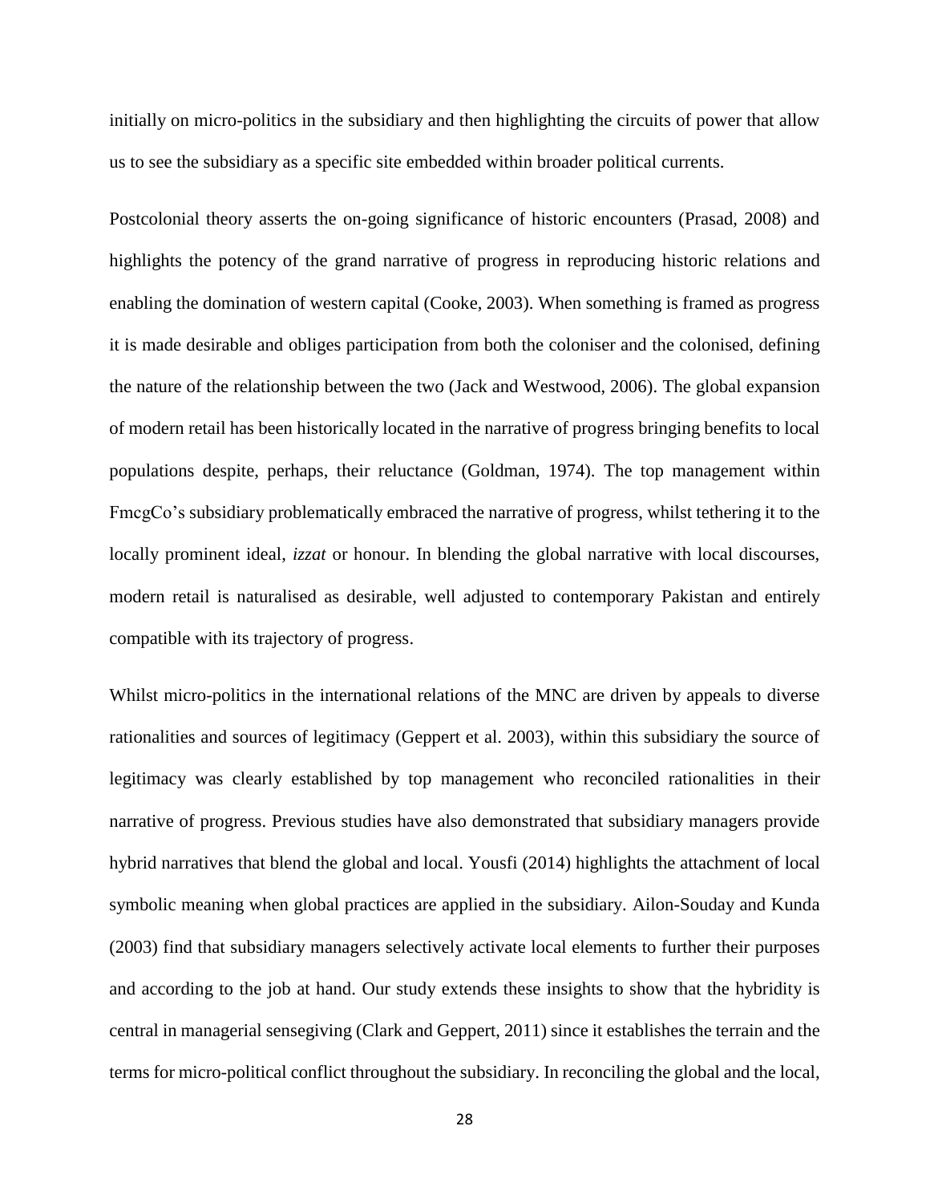initially on micro-politics in the subsidiary and then highlighting the circuits of power that allow us to see the subsidiary as a specific site embedded within broader political currents.

Postcolonial theory asserts the on-going significance of historic encounters (Prasad, 2008) and highlights the potency of the grand narrative of progress in reproducing historic relations and enabling the domination of western capital (Cooke, 2003). When something is framed as progress it is made desirable and obliges participation from both the coloniser and the colonised, defining the nature of the relationship between the two (Jack and Westwood, 2006). The global expansion of modern retail has been historically located in the narrative of progress bringing benefits to local populations despite, perhaps, their reluctance (Goldman, 1974). The top management within FmcgCo's subsidiary problematically embraced the narrative of progress, whilst tethering it to the locally prominent ideal, *izzat* or honour. In blending the global narrative with local discourses, modern retail is naturalised as desirable, well adjusted to contemporary Pakistan and entirely compatible with its trajectory of progress.

Whilst micro-politics in the international relations of the MNC are driven by appeals to diverse rationalities and sources of legitimacy (Geppert et al. 2003), within this subsidiary the source of legitimacy was clearly established by top management who reconciled rationalities in their narrative of progress. Previous studies have also demonstrated that subsidiary managers provide hybrid narratives that blend the global and local. Yousfi (2014) highlights the attachment of local symbolic meaning when global practices are applied in the subsidiary. Ailon-Souday and Kunda (2003) find that subsidiary managers selectively activate local elements to further their purposes and according to the job at hand. Our study extends these insights to show that the hybridity is central in managerial sensegiving (Clark and Geppert, 2011) since it establishes the terrain and the terms for micro-political conflict throughout the subsidiary. In reconciling the global and the local,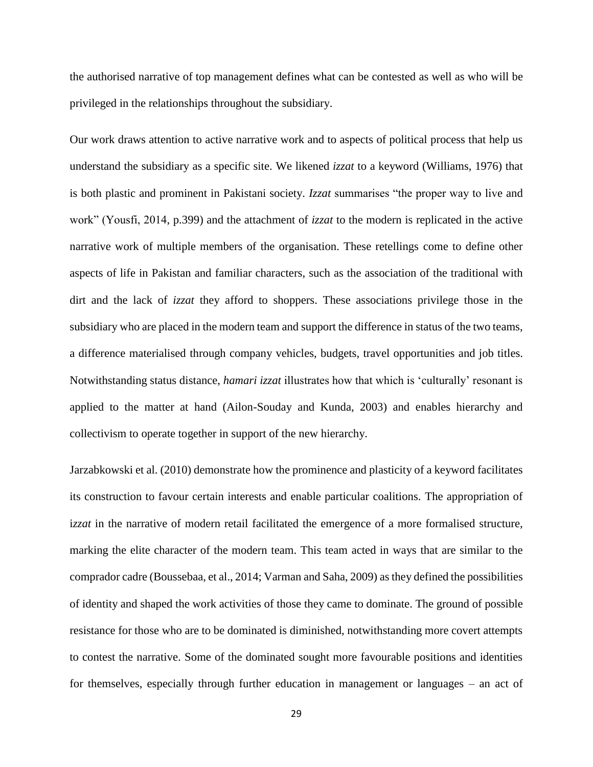the authorised narrative of top management defines what can be contested as well as who will be privileged in the relationships throughout the subsidiary.

Our work draws attention to active narrative work and to aspects of political process that help us understand the subsidiary as a specific site. We likened *izzat* to a keyword (Williams, 1976) that is both plastic and prominent in Pakistani society. *Izzat* summarises "the proper way to live and work" (Yousfi, 2014, p.399) and the attachment of *izzat* to the modern is replicated in the active narrative work of multiple members of the organisation. These retellings come to define other aspects of life in Pakistan and familiar characters, such as the association of the traditional with dirt and the lack of *izzat* they afford to shoppers. These associations privilege those in the subsidiary who are placed in the modern team and support the difference in status of the two teams, a difference materialised through company vehicles, budgets, travel opportunities and job titles. Notwithstanding status distance, *hamari izzat* illustrates how that which is 'culturally' resonant is applied to the matter at hand (Ailon-Souday and Kunda, 2003) and enables hierarchy and collectivism to operate together in support of the new hierarchy.

Jarzabkowski et al. (2010) demonstrate how the prominence and plasticity of a keyword facilitates its construction to favour certain interests and enable particular coalitions. The appropriation of i*zzat* in the narrative of modern retail facilitated the emergence of a more formalised structure, marking the elite character of the modern team. This team acted in ways that are similar to the comprador cadre (Boussebaa, et al., 2014; Varman and Saha, 2009) as they defined the possibilities of identity and shaped the work activities of those they came to dominate. The ground of possible resistance for those who are to be dominated is diminished, notwithstanding more covert attempts to contest the narrative. Some of the dominated sought more favourable positions and identities for themselves, especially through further education in management or languages – an act of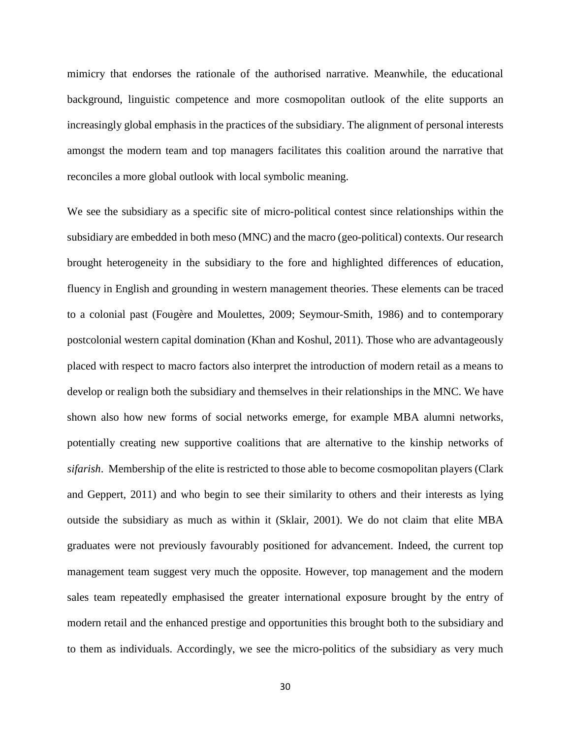mimicry that endorses the rationale of the authorised narrative. Meanwhile, the educational background, linguistic competence and more cosmopolitan outlook of the elite supports an increasingly global emphasis in the practices of the subsidiary. The alignment of personal interests amongst the modern team and top managers facilitates this coalition around the narrative that reconciles a more global outlook with local symbolic meaning.

We see the subsidiary as a specific site of micro-political contest since relationships within the subsidiary are embedded in both meso (MNC) and the macro (geo-political) contexts. Our research brought heterogeneity in the subsidiary to the fore and highlighted differences of education, fluency in English and grounding in western management theories. These elements can be traced to a colonial past (Fougère and Moulettes, 2009; Seymour-Smith, 1986) and to contemporary postcolonial western capital domination (Khan and Koshul, 2011). Those who are advantageously placed with respect to macro factors also interpret the introduction of modern retail as a means to develop or realign both the subsidiary and themselves in their relationships in the MNC. We have shown also how new forms of social networks emerge, for example MBA alumni networks, potentially creating new supportive coalitions that are alternative to the kinship networks of *sifarish*. Membership of the elite is restricted to those able to become cosmopolitan players (Clark and Geppert, 2011) and who begin to see their similarity to others and their interests as lying outside the subsidiary as much as within it (Sklair, 2001). We do not claim that elite MBA graduates were not previously favourably positioned for advancement. Indeed, the current top management team suggest very much the opposite. However, top management and the modern sales team repeatedly emphasised the greater international exposure brought by the entry of modern retail and the enhanced prestige and opportunities this brought both to the subsidiary and to them as individuals. Accordingly, we see the micro-politics of the subsidiary as very much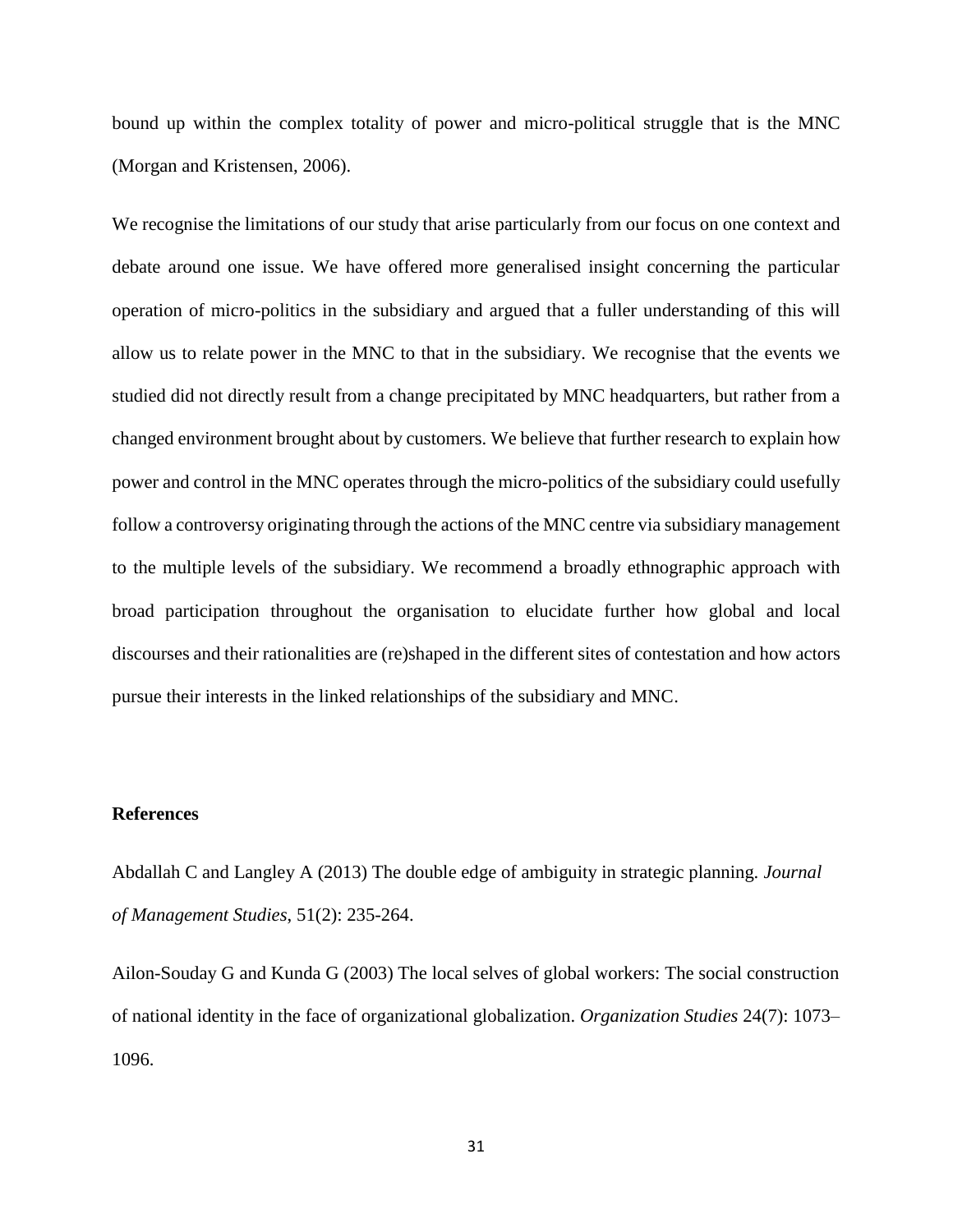bound up within the complex totality of power and micro-political struggle that is the MNC (Morgan and Kristensen, 2006).

We recognise the limitations of our study that arise particularly from our focus on one context and debate around one issue. We have offered more generalised insight concerning the particular operation of micro-politics in the subsidiary and argued that a fuller understanding of this will allow us to relate power in the MNC to that in the subsidiary. We recognise that the events we studied did not directly result from a change precipitated by MNC headquarters, but rather from a changed environment brought about by customers. We believe that further research to explain how power and control in the MNC operates through the micro-politics of the subsidiary could usefully follow a controversy originating through the actions of the MNC centre via subsidiary management to the multiple levels of the subsidiary. We recommend a broadly ethnographic approach with broad participation throughout the organisation to elucidate further how global and local discourses and their rationalities are (re)shaped in the different sites of contestation and how actors pursue their interests in the linked relationships of the subsidiary and MNC.

**References**

Abdallah C and Langley A (2013) The double edge of ambiguity in strategic planning. *Journal of Management Studies*, 51(2): 235-264.

Ailon-Souday G and Kunda G (2003) The local selves of global workers: The social construction of national identity in the face of organizational globalization. *Organization Studies* 24(7): 1073–1096.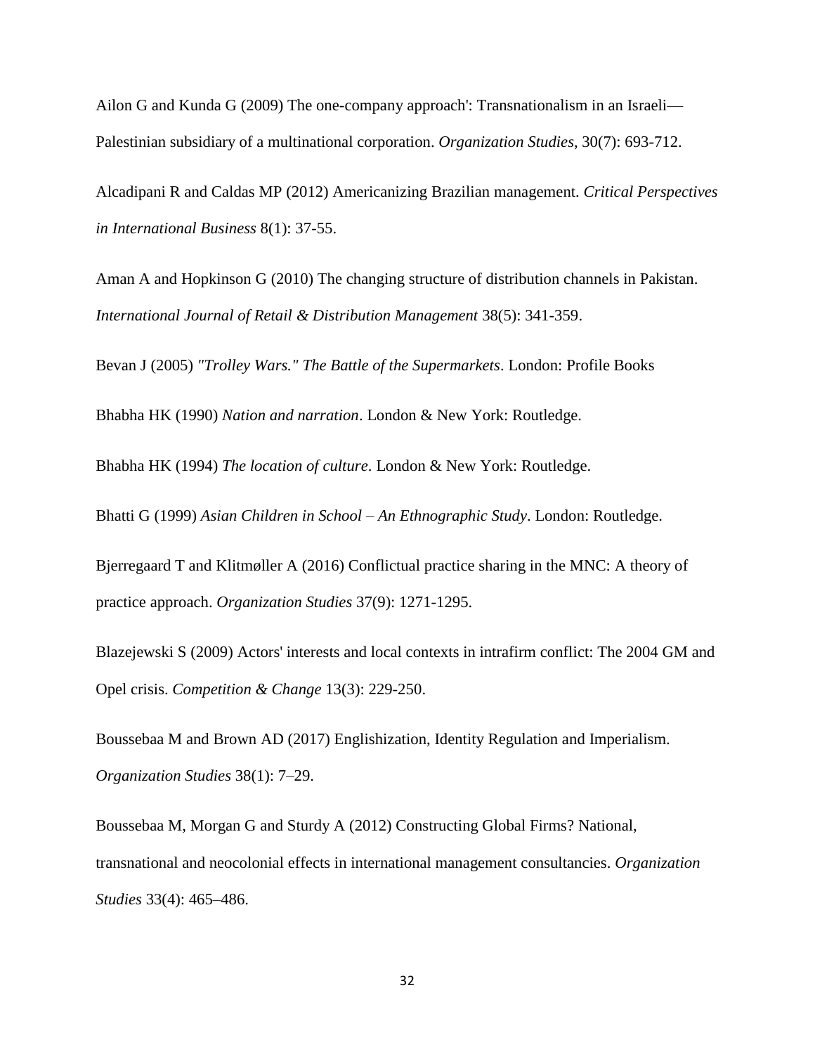Ailon G and Kunda G (2009) The one-company approach': Transnationalism in an Israeli—Palestinian subsidiary of a multinational corporation. *Organization Studies*, 30(7): 693-712.

Alcadipani R and Caldas MP (2012) Americanizing Brazilian management. *Critical Perspectives in International Business* 8(1): 37-55.

Aman A and Hopkinson G (2010) The changing structure of distribution channels in Pakistan. *International Journal of Retail & Distribution Management* 38(5): 341-359.

Bevan J (2005) *"Trolley Wars." The Battle of the Supermarkets*. London: Profile Books

Bhabha HK (1990) *Nation and narration*. London & New York: Routledge.

Bhabha HK (1994) *The location of culture*. London & New York: Routledge.

Bhatti G (1999) *Asian Children in School – An Ethnographic Study*. London: Routledge.

Bjerregaard T and Klitmøller A (2016) Conflictual practice sharing in the MNC: A theory of practice approach. *Organization Studies* 37(9): 1271-1295.

Blazejewski S (2009) Actors' interests and local contexts in intrafirm conflict: The 2004 GM and Opel crisis. *Competition & Change* 13(3): 229-250.

Boussebaa M and Brown AD (2017) Englishization, Identity Regulation and Imperialism. *Organization Studies* 38(1): 7–29.

Boussebaa M, Morgan G and Sturdy A (2012) Constructing Global Firms? National, transnational and neocolonial effects in international management consultancies. *Organization Studies* 33(4): 465–486.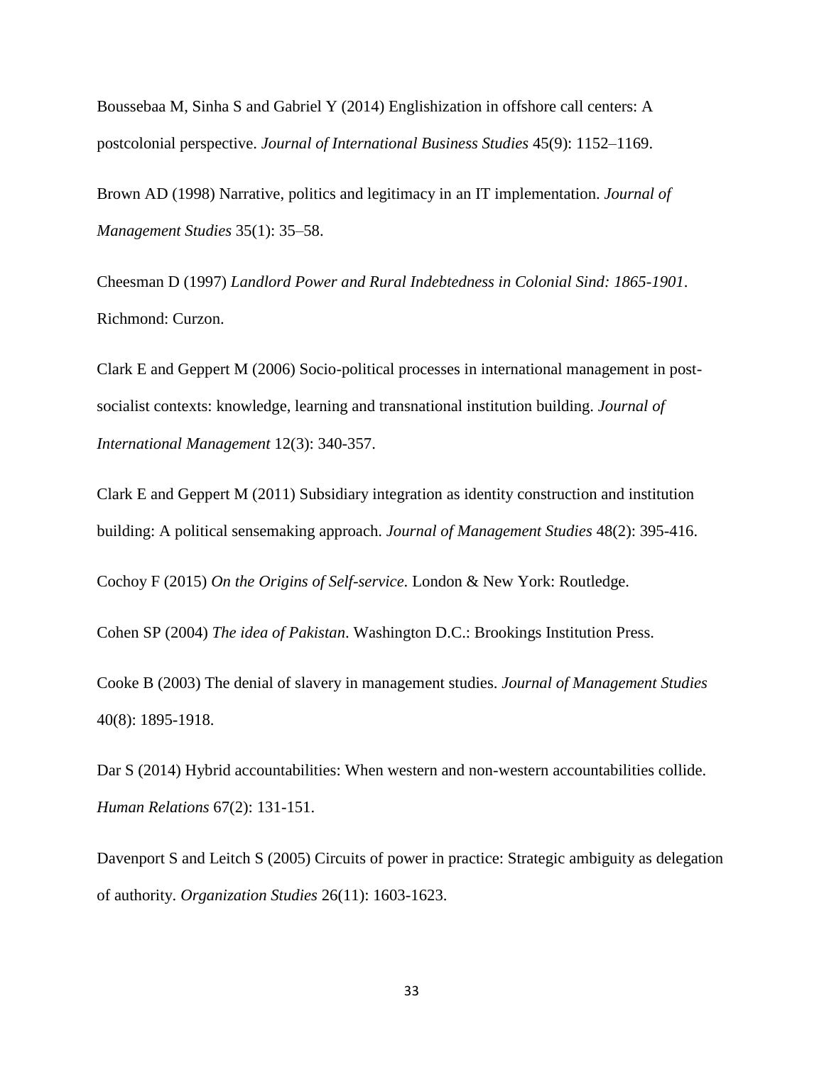Boussebaa M, Sinha S and Gabriel Y (2014) Englishization in offshore call centers: A postcolonial perspective. *Journal of International Business Studies* 45(9): 1152–1169.

Brown AD (1998) Narrative, politics and legitimacy in an IT implementation. *Journal of Management Studies* 35(1): 35–58.

Cheesman D (1997) *Landlord Power and Rural Indebtedness in Colonial Sind: 1865-1901*. Richmond: Curzon.

Clark E and Geppert M (2006) Socio-political processes in international management in post-socialist contexts: knowledge, learning and transnational institution building. *Journal of International Management* 12(3): 340-357.

Clark E and Geppert M (2011) Subsidiary integration as identity construction and institution building: A political sensemaking approach. *Journal of Management Studies* 48(2): 395-416.

Cochoy F (2015) *On the Origins of Self-service*. London & New York: Routledge.

Cohen SP (2004) *The idea of Pakistan*. Washington D.C.: Brookings Institution Press.

Cooke B (2003) The denial of slavery in management studies. *Journal of Management Studies* 40(8): 1895-1918.

Dar S (2014) Hybrid accountabilities: When western and non-western accountabilities collide. *Human Relations* 67(2): 131-151.

Davenport S and Leitch S (2005) Circuits of power in practice: Strategic ambiguity as delegation of authority. *Organization Studies* 26(11): 1603-1623.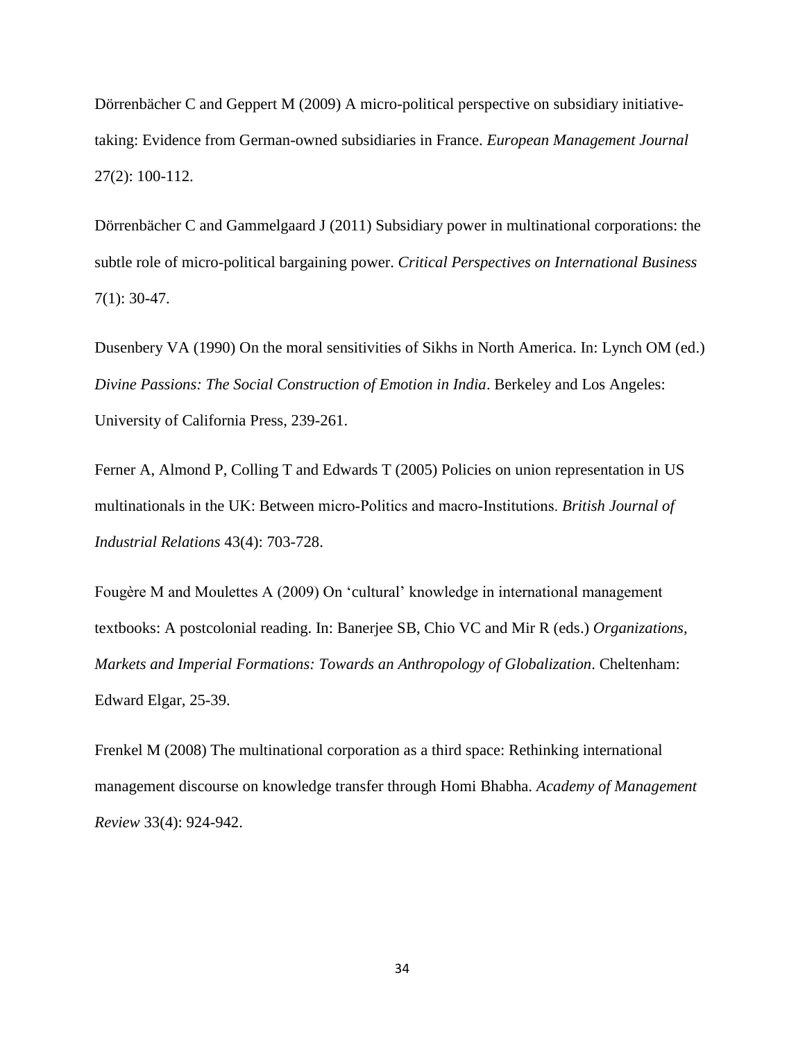Dörrenbächer C and Geppert M (2009) A micro-political perspective on subsidiary initiative-taking: Evidence from German-owned subsidiaries in France. *European Management Journal* 27(2): 100-112.

Dörrenbächer C and Gammelgaard J (2011) Subsidiary power in multinational corporations: the subtle role of micro-political bargaining power. *Critical Perspectives on International Business* 7(1): 30-47.

Dusenbery VA (1990) On the moral sensitivities of Sikhs in North America. In: Lynch OM (ed.) *Divine Passions: The Social Construction of Emotion in India*. Berkeley and Los Angeles: University of California Press, 239-261.

Ferner A, Almond P, Colling T and Edwards T (2005) Policies on union representation in US multinationals in the UK: Between micro-Politics and macro-Institutions. *British Journal of Industrial Relations* 43(4): 703-728.

Fougère M and Moulettes A (2009) On 'cultural' knowledge in international management textbooks: A postcolonial reading. In: Banerjee SB, Chio VC and Mir R (eds.) *Organizations, Markets and Imperial Formations: Towards an Anthropology of Globalization*. Cheltenham: Edward Elgar, 25-39.

Frenkel M (2008) The multinational corporation as a third space: Rethinking international management discourse on knowledge transfer through Homi Bhabha. *Academy of Management Review* 33(4): 924-942.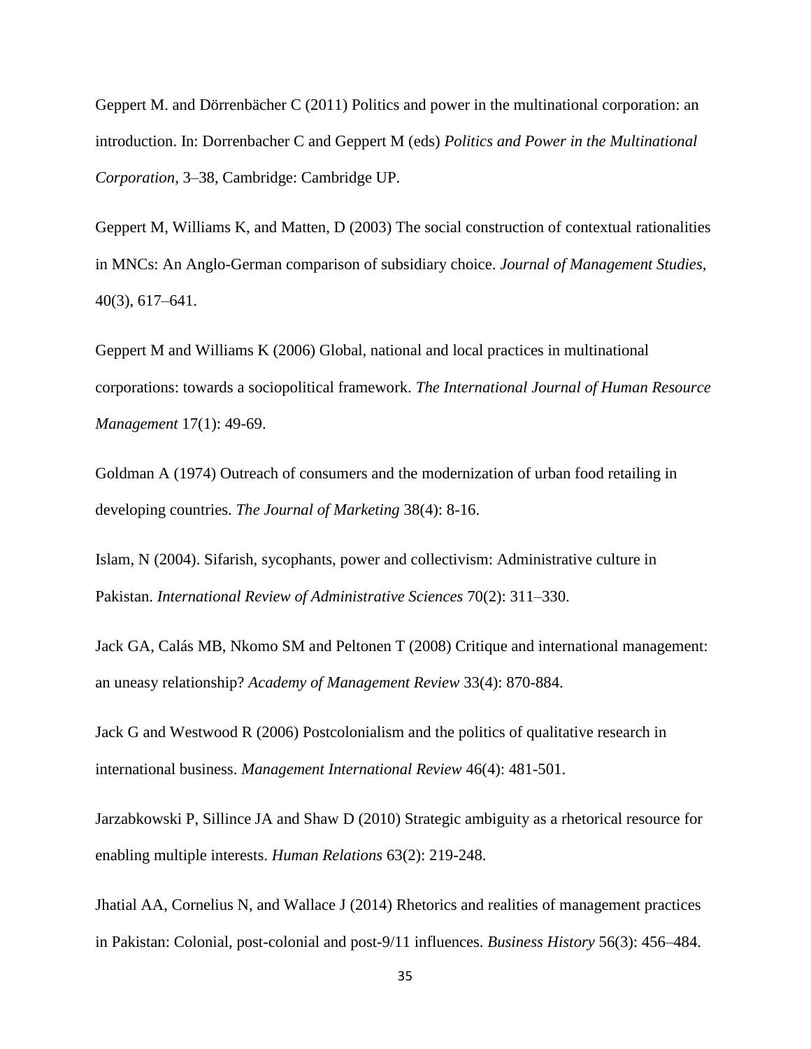Geppert M. and Dörrenbächer C (2011) Politics and power in the multinational corporation: an introduction. In: Dorrenbacher C and Geppert M (eds) *Politics and Power in the Multinational Corporation*, 3–38, Cambridge: Cambridge UP.

Geppert M, Williams K, and Matten, D (2003) The social construction of contextual rationalities in MNCs: An Anglo-German comparison of subsidiary choice. *Journal of Management Studies*, 40(3), 617–641.

Geppert M and Williams K (2006) Global, national and local practices in multinational corporations: towards a sociopolitical framework. *The International Journal of Human Resource Management* 17(1): 49-69.

Goldman A (1974) Outreach of consumers and the modernization of urban food retailing in developing countries. *The Journal of Marketing* 38(4): 8-16.

Islam, N (2004). Sifarish, sycophants, power and collectivism: Administrative culture in Pakistan. *International Review of Administrative Sciences* 70(2): 311–330.

Jack GA, Calás MB, Nkomo SM and Peltonen T (2008) Critique and international management: an uneasy relationship? *Academy of Management Review* 33(4): 870-884.

Jack G and Westwood R (2006) Postcolonialism and the politics of qualitative research in international business. *Management International Review* 46(4): 481-501.

Jarzabkowski P, Sillince JA and Shaw D (2010) Strategic ambiguity as a rhetorical resource for enabling multiple interests. *Human Relations* 63(2): 219-248.

Jhatial AA, Cornelius N, and Wallace J (2014) Rhetorics and realities of management practices in Pakistan: Colonial, post-colonial and post-9/11 influences. *Business History* 56(3): 456–484.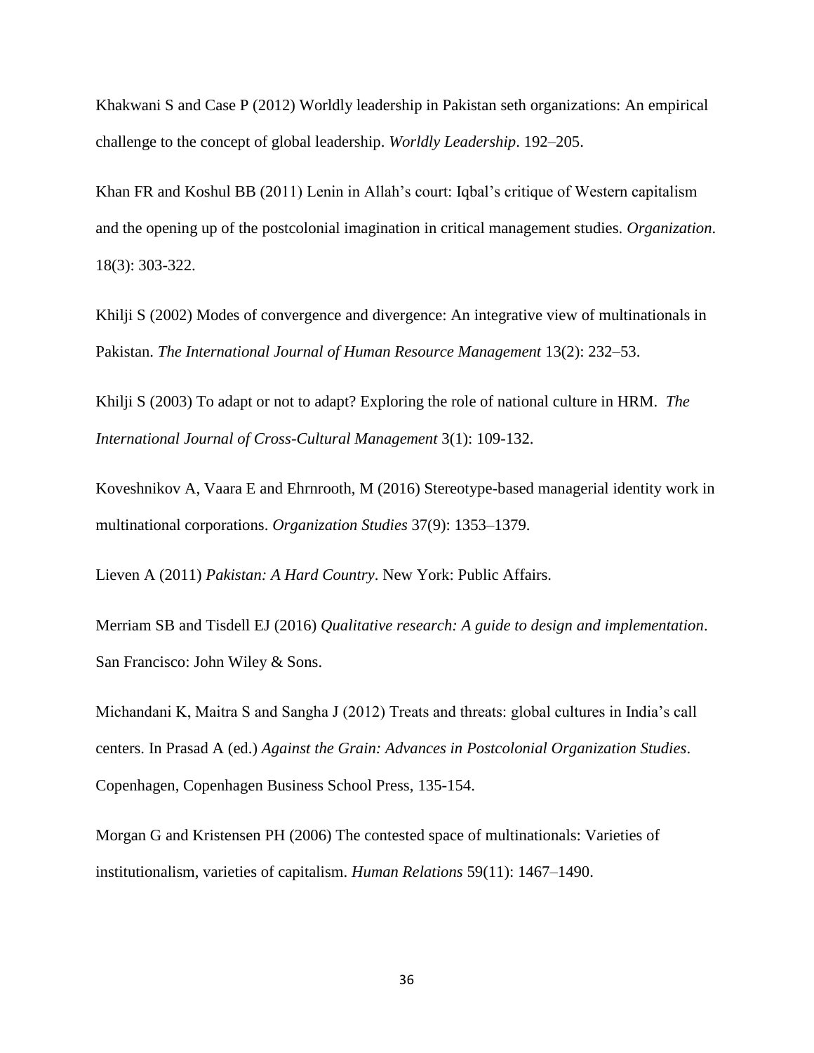Khakwani S and Case P (2012) Worldly leadership in Pakistan seth organizations: An empirical challenge to the concept of global leadership. *Worldly Leadership*. 192–205.

Khan FR and Koshul BB (2011) Lenin in Allah's court: Iqbal's critique of Western capitalism and the opening up of the postcolonial imagination in critical management studies. *Organization*. 18(3): 303-322.

Khilji S (2002) Modes of convergence and divergence: An integrative view of multinationals in Pakistan. *The International Journal of Human Resource Management* 13(2): 232–53.

Khilji S (2003) To adapt or not to adapt? Exploring the role of national culture in HRM. *The International Journal of Cross-Cultural Management* 3(1): 109-132.

Koveshnikov A, Vaara E and Ehrnrooth, M (2016) Stereotype-based managerial identity work in multinational corporations. *Organization Studies* 37(9): 1353–1379.

Lieven A (2011) *Pakistan: A Hard Country*. New York: Public Affairs.

Merriam SB and Tisdell EJ (2016) *Qualitative research: A guide to design and implementation*. San Francisco: John Wiley & Sons.

Michandani K, Maitra S and Sangha J (2012) Treats and threats: global cultures in India's call centers. In Prasad A (ed.) *Against the Grain: Advances in Postcolonial Organization Studies*. Copenhagen, Copenhagen Business School Press, 135-154.

Morgan G and Kristensen PH (2006) The contested space of multinationals: Varieties of institutionalism, varieties of capitalism. *Human Relations* 59(11): 1467–1490.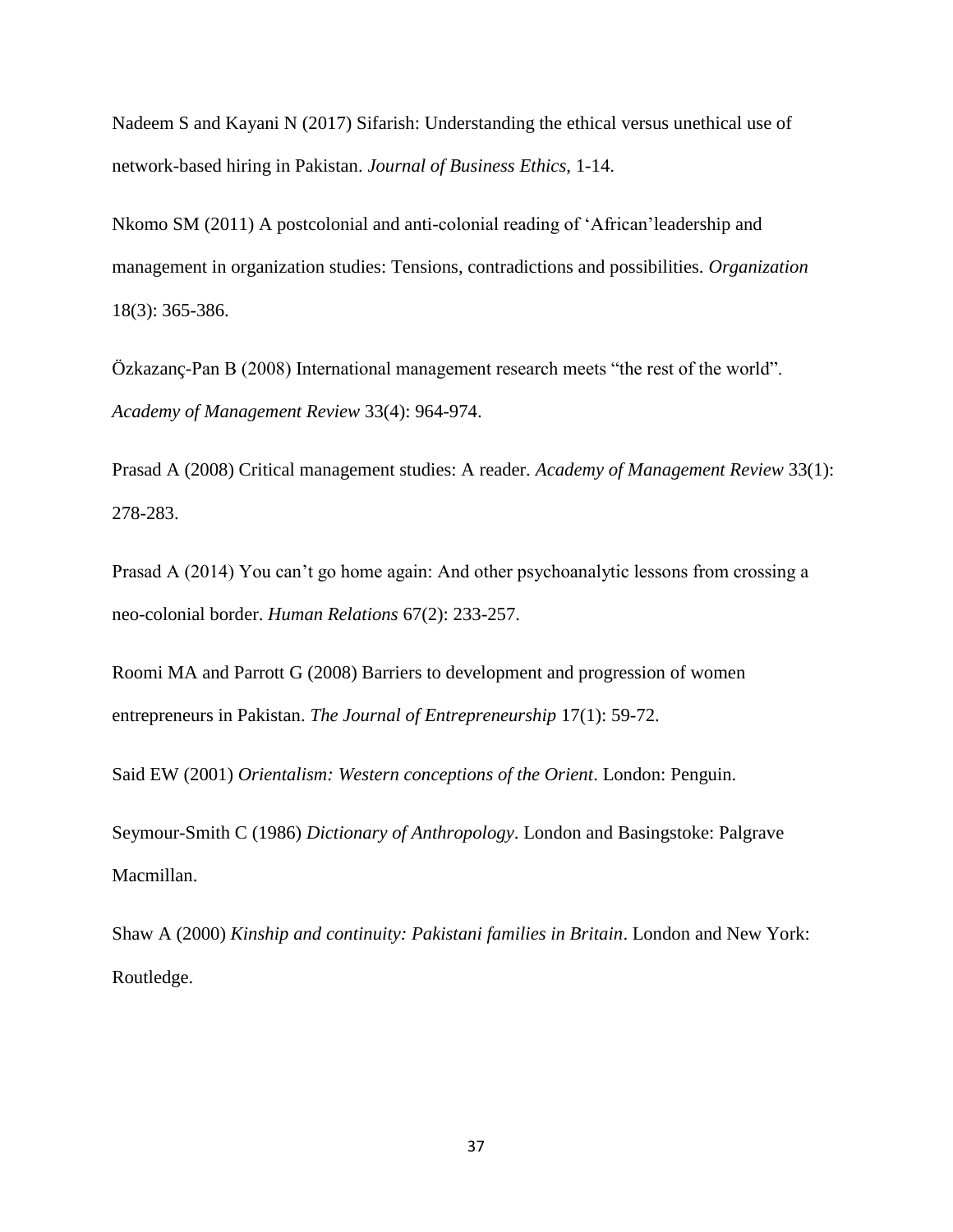Nadeem S and Kayani N (2017) Sifarish: Understanding the ethical versus unethical use of network-based hiring in Pakistan. *Journal of Business Ethics*, 1-14.

Nkomo SM (2011) A postcolonial and anti-colonial reading of 'African'leadership and management in organization studies: Tensions, contradictions and possibilities. *Organization* 18(3): 365-386.

Özkazanç-Pan B (2008) International management research meets "the rest of the world". *Academy of Management Review* 33(4): 964-974.

Prasad A (2008) Critical management studies: A reader. *Academy of Management Review* 33(1): 278-283.

Prasad A (2014) You can't go home again: And other psychoanalytic lessons from crossing a neo-colonial border. *Human Relations* 67(2): 233-257.

Roomi MA and Parrott G (2008) Barriers to development and progression of women entrepreneurs in Pakistan. *The Journal of Entrepreneurship* 17(1): 59-72.

Said EW (2001) *Orientalism: Western conceptions of the Orient*. London: Penguin.

Seymour-Smith C (1986) *Dictionary of Anthropology*. London and Basingstoke: Palgrave Macmillan.

Shaw A (2000) *Kinship and continuity: Pakistani families in Britain*. London and New York: Routledge.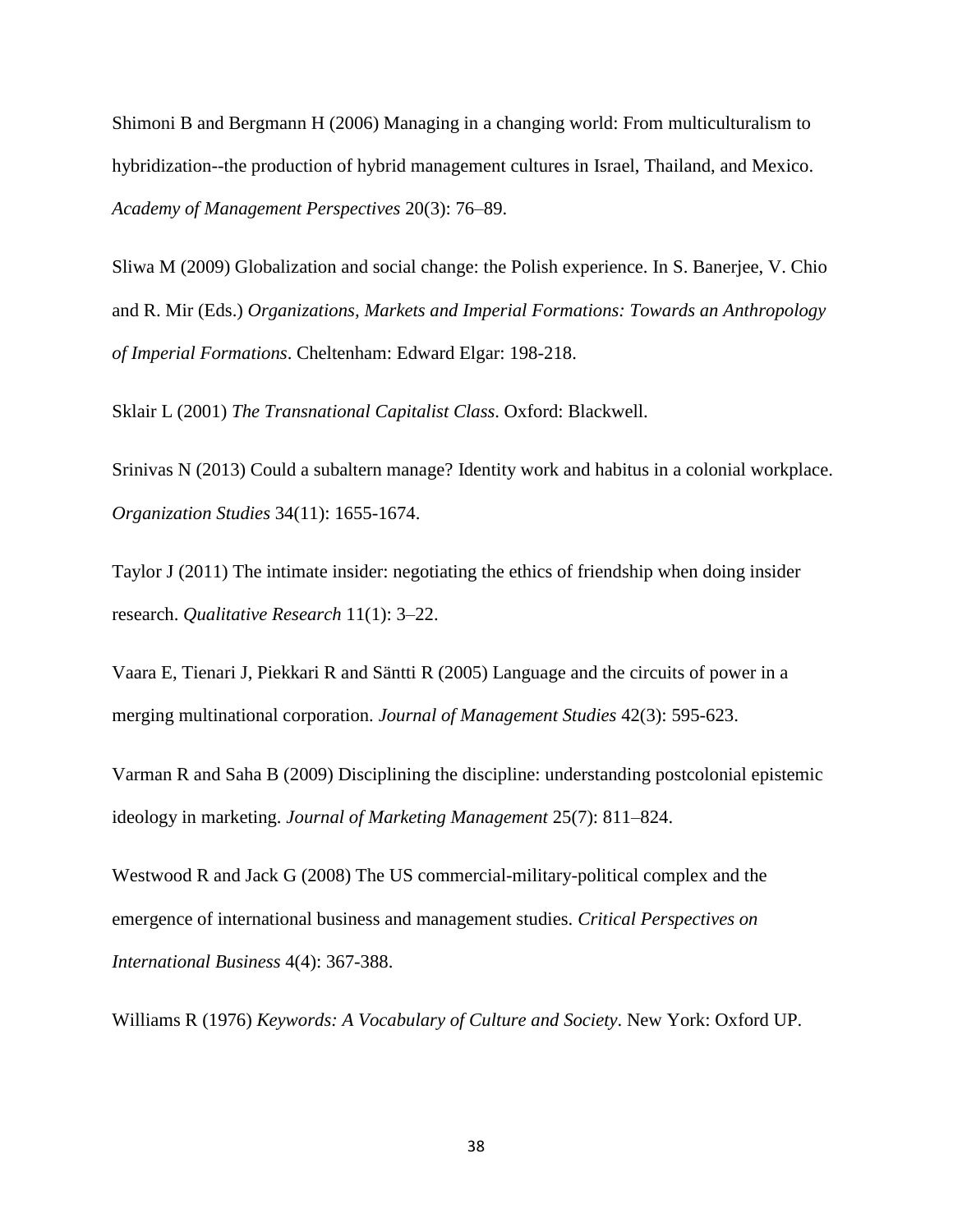Shimoni B and Bergmann H (2006) Managing in a changing world: From multiculturalism to hybridization--the production of hybrid management cultures in Israel, Thailand, and Mexico. *Academy of Management Perspectives* 20(3): 76–89.

Sliwa M (2009) Globalization and social change: the Polish experience. In S. Banerjee, V. Chio and R. Mir (Eds.) *Organizations, Markets and Imperial Formations: Towards an Anthropology of Imperial Formations*. Cheltenham: Edward Elgar: 198-218.

Sklair L (2001) *The Transnational Capitalist Class*. Oxford: Blackwell.

Srinivas N (2013) Could a subaltern manage? Identity work and habitus in a colonial workplace. *Organization Studies* 34(11): 1655-1674.

Taylor J (2011) The intimate insider: negotiating the ethics of friendship when doing insider research. *Qualitative Research* 11(1): 3–22.

Vaara E, Tienari J, Piekkari R and Säntti R (2005) Language and the circuits of power in a merging multinational corporation. *Journal of Management Studies* 42(3): 595-623.

Varman R and Saha B (2009) Disciplining the discipline: understanding postcolonial epistemic ideology in marketing. *Journal of Marketing Management* 25(7): 811–824.

Westwood R and Jack G (2008) The US commercial-military-political complex and the emergence of international business and management studies. *Critical Perspectives on International Business* 4(4): 367-388.

Williams R (1976) *Keywords: A Vocabulary of Culture and Society*. New York: Oxford UP.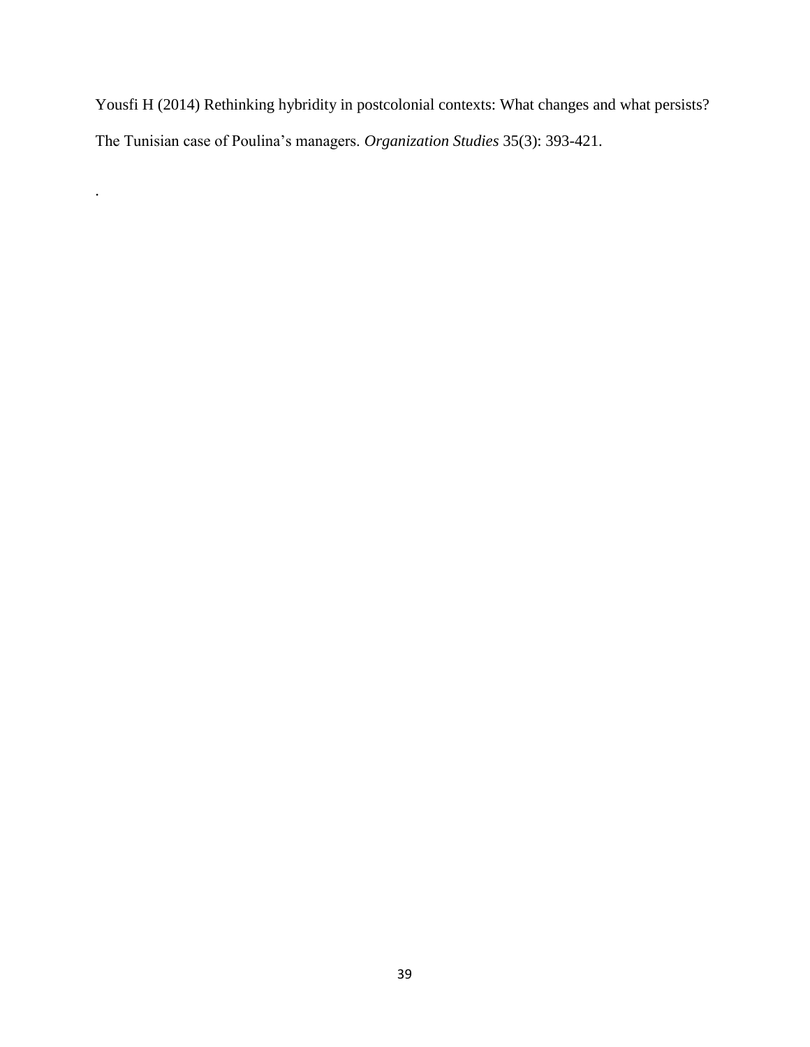Yousfi H (2014) Rethinking hybridity in postcolonial contexts: What changes and what persists? The Tunisian case of Poulina's managers. *Organization Studies* 35(3): 393-421.

.